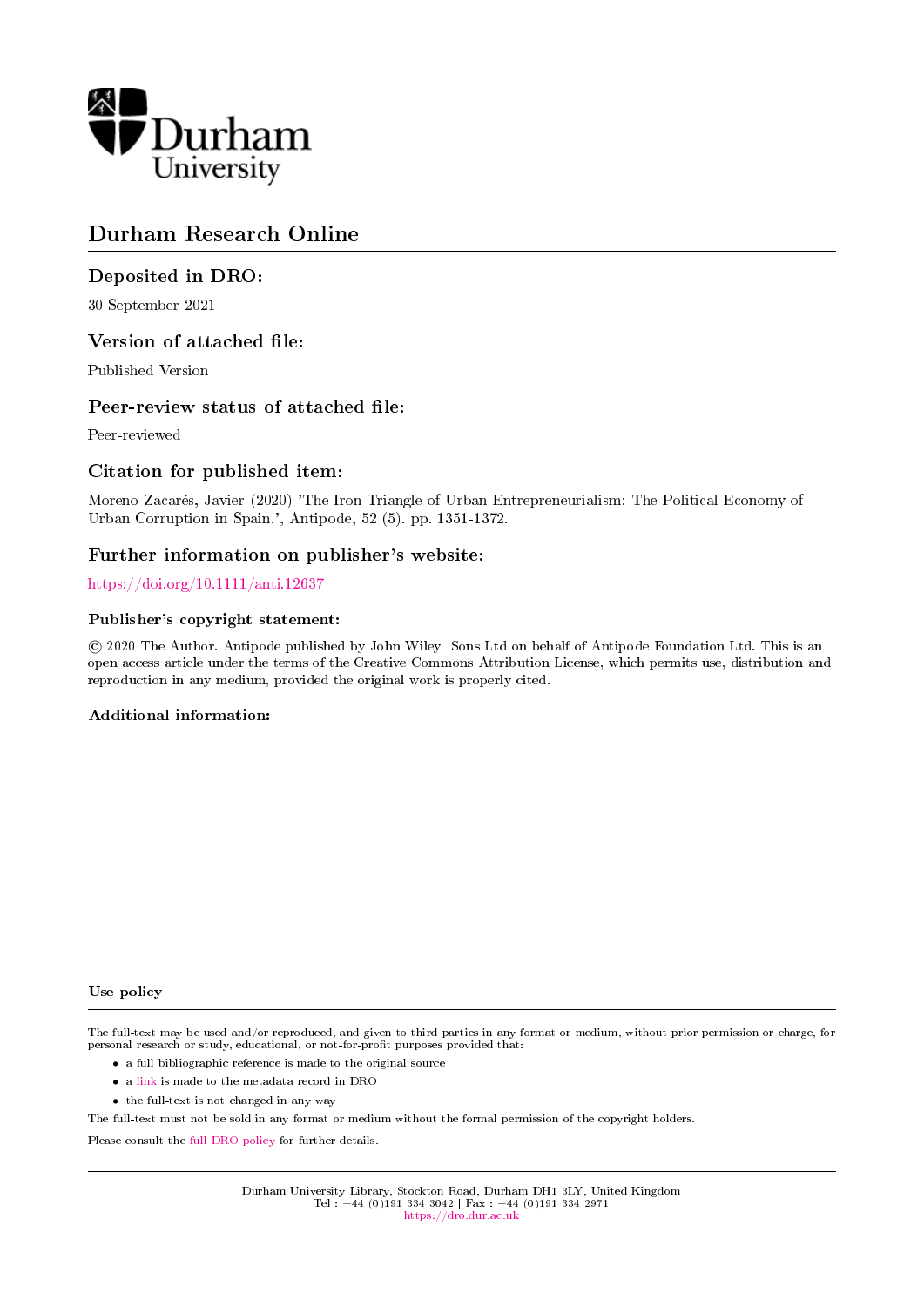# Durham Research Online

## Deposited in DRO:

30 September 2021

## Version of attached file:

Published Version

## Peer-review status of attached file:

Peer-reviewed

## Citation for published item:

Moreno Zacarés, Javier (2020) 'The Iron Triangle of Urban Entrepreneurialism: The Political Economy of Urban Corruption in Spain.', Antipode, 52 (5). pp. 1351-1372.

## Further information on publisher's website:

https://doi.org/10.1111/anti.12637

### Publisher's copyright statement:

© 2020 The Author. Antipode published by John Wiley Sons Ltd on behalf of Antipode Foundation Ltd. This is an open access article under the terms of the Creative Commons Attribution License, which permits use, distribution and reproduction in any medium, provided the original work is properly cited.

### Additional information:

### Use policy

The full-text may be used and/or reproduced, and given to third parties in any format or medium, without prior permission or charge, for personal research or study, educational, or not-for-profit purposes provided that:

- a full bibliographic reference is made to the original source
- a link is made to the metadata record in DRO
- the full-text is not changed in any way

The full-text must not be sold in any format or medium without the formal permission of the copyright holders.

Please consult the full DRO policy for further details.

Durham University Library, Stockton Road, Durham DH1 3LY, United Kingdom
Tel : +44 (0)191 334 3042 | Fax : +44 (0)191 334 2971
https://dro.dur.ac.uk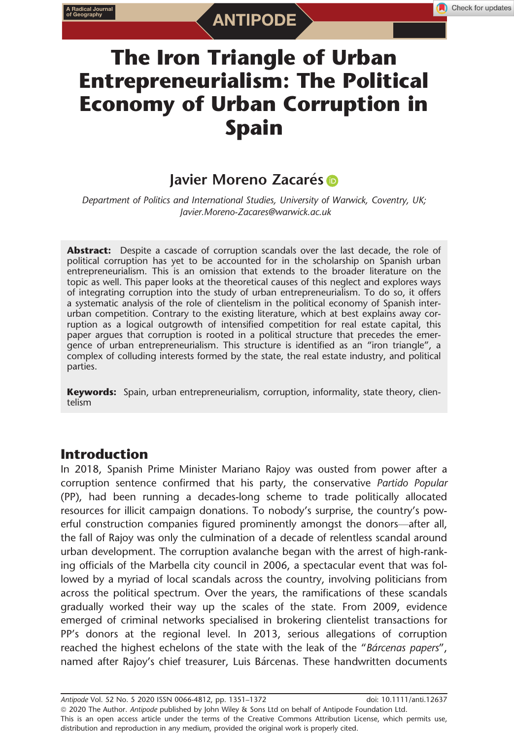# The Iron Triangle of Urban Entrepreneurialism: The Political Economy of Urban Corruption in Spain

## Javier Moreno Zacarés

*Department of Politics and International Studies, University of Warwick, Coventry, UK; Javier.Moreno-Zacares@warwick.ac.uk*

**Abstract:** Despite a cascade of corruption scandals over the last decade, the role of political corruption has yet to be accounted for in the scholarship on Spanish urban entrepreneurialism. This is an omission that extends to the broader literature on the topic as well. This paper looks at the theoretical causes of this neglect and explores ways of integrating corruption into the study of urban entrepreneurialism. To do so, it offers a systematic analysis of the role of clientelism in the political economy of Spanish inter-urban competition. Contrary to the existing literature, which at best explains away corruption as a logical outgrowth of intensified competition for real estate capital, this paper argues that corruption is rooted in a political structure that precedes the emergence of urban entrepreneurialism. This structure is identified as an "iron triangle", a complex of colluding interests formed by the state, the real estate industry, and political parties.

**Keywords:** Spain, urban entrepreneurialism, corruption, informality, state theory, clientelism

## Introduction

In 2018, Spanish Prime Minister Mariano Rajoy was ousted from power after a corruption sentence confirmed that his party, the conservative *Partido Popular* (PP), had been running a decades-long scheme to trade politically allocated resources for illicit campaign donations. To nobody's surprise, the country's powerful construction companies figured prominently amongst the donors—after all, the fall of Rajoy was only the culmination of a decade of relentless scandal around urban development. The corruption avalanche began with the arrest of high-ranking officials of the Marbella city council in 2006, a spectacular event that was followed by a myriad of local scandals across the country, involving politicians from across the political spectrum. Over the years, the ramifications of these scandals gradually worked their way up the scales of the state. From 2009, evidence emerged of criminal networks specialised in brokering clientelist transactions for PP's donors at the regional level. In 2013, serious allegations of corruption reached the highest echelons of the state with the leak of the "*Bárcenas papers*", named after Rajoy's chief treasurer, Luis Bárcenas. These handwritten documents

© 2020 The Author. *Antipode* published by John Wiley & Sons Ltd on behalf of Antipode Foundation Ltd.
This is an open access article under the terms of the Creative Commons Attribution License, which permits use, distribution and reproduction in any medium, provided the original work is properly cited.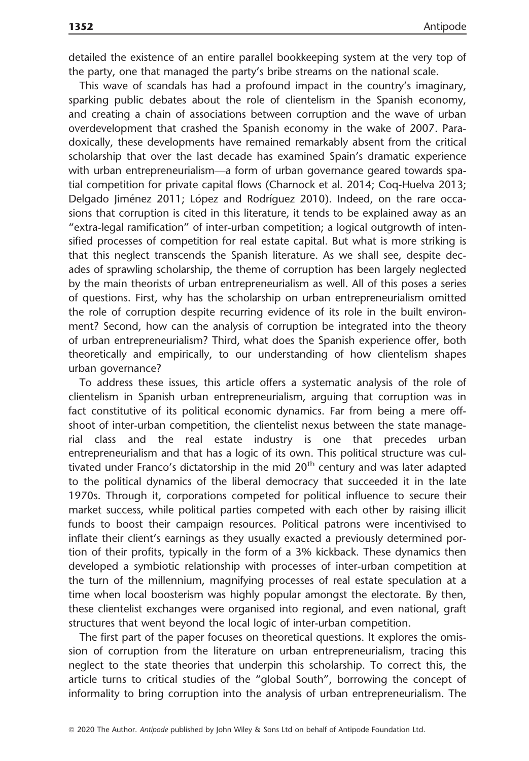detailed the existence of an entire parallel bookkeeping system at the very top of the party, one that managed the party's bribe streams on the national scale.

This wave of scandals has had a profound impact in the country's imaginary, sparking public debates about the role of clientelism in the Spanish economy, and creating a chain of associations between corruption and the wave of urban overdevelopment that crashed the Spanish economy in the wake of 2007. Paradoxically, these developments have remained remarkably absent from the critical scholarship that over the last decade has examined Spain's dramatic experience with urban entrepreneurialism—a form of urban governance geared towards spatial competition for private capital flows (Charnock et al. 2014; Coq-Huelva 2013; Delgado Jiménez 2011; López and Rodríguez 2010). Indeed, on the rare occasions that corruption is cited in this literature, it tends to be explained away as an "extra-legal ramification" of inter-urban competition; a logical outgrowth of intensified processes of competition for real estate capital. But what is more striking is that this neglect transcends the Spanish literature. As we shall see, despite decades of sprawling scholarship, the theme of corruption has been largely neglected by the main theorists of urban entrepreneurialism as well. All of this poses a series of questions. First, why has the scholarship on urban entrepreneurialism omitted the role of corruption despite recurring evidence of its role in the built environment? Second, how can the analysis of corruption be integrated into the theory of urban entrepreneurialism? Third, what does the Spanish experience offer, both theoretically and empirically, to our understanding of how clientelism shapes urban governance?

To address these issues, this article offers a systematic analysis of the role of clientelism in Spanish urban entrepreneurialism, arguing that corruption was in fact constitutive of its political economic dynamics. Far from being a mere offshoot of inter-urban competition, the clientelist nexus between the state managerial class and the real estate industry is one that precedes urban entrepreneurialism and that has a logic of its own. This political structure was cultivated under Franco's dictatorship in the mid 20th century and was later adapted to the political dynamics of the liberal democracy that succeeded it in the late 1970s. Through it, corporations competed for political influence to secure their market success, while political parties competed with each other by raising illicit funds to boost their campaign resources. Political patrons were incentivised to inflate their client's earnings as they usually exacted a previously determined portion of their profits, typically in the form of a 3% kickback. These dynamics then developed a symbiotic relationship with processes of inter-urban competition at the turn of the millennium, magnifying processes of real estate speculation at a time when local boosterism was highly popular amongst the electorate. By then, these clientelist exchanges were organised into regional, and even national, graft structures that went beyond the local logic of inter-urban competition.

The first part of the paper focuses on theoretical questions. It explores the omission of corruption from the literature on urban entrepreneurialism, tracing this neglect to the state theories that underpin this scholarship. To correct this, the article turns to critical studies of the "global South", borrowing the concept of informality to bring corruption into the analysis of urban entrepreneurialism. The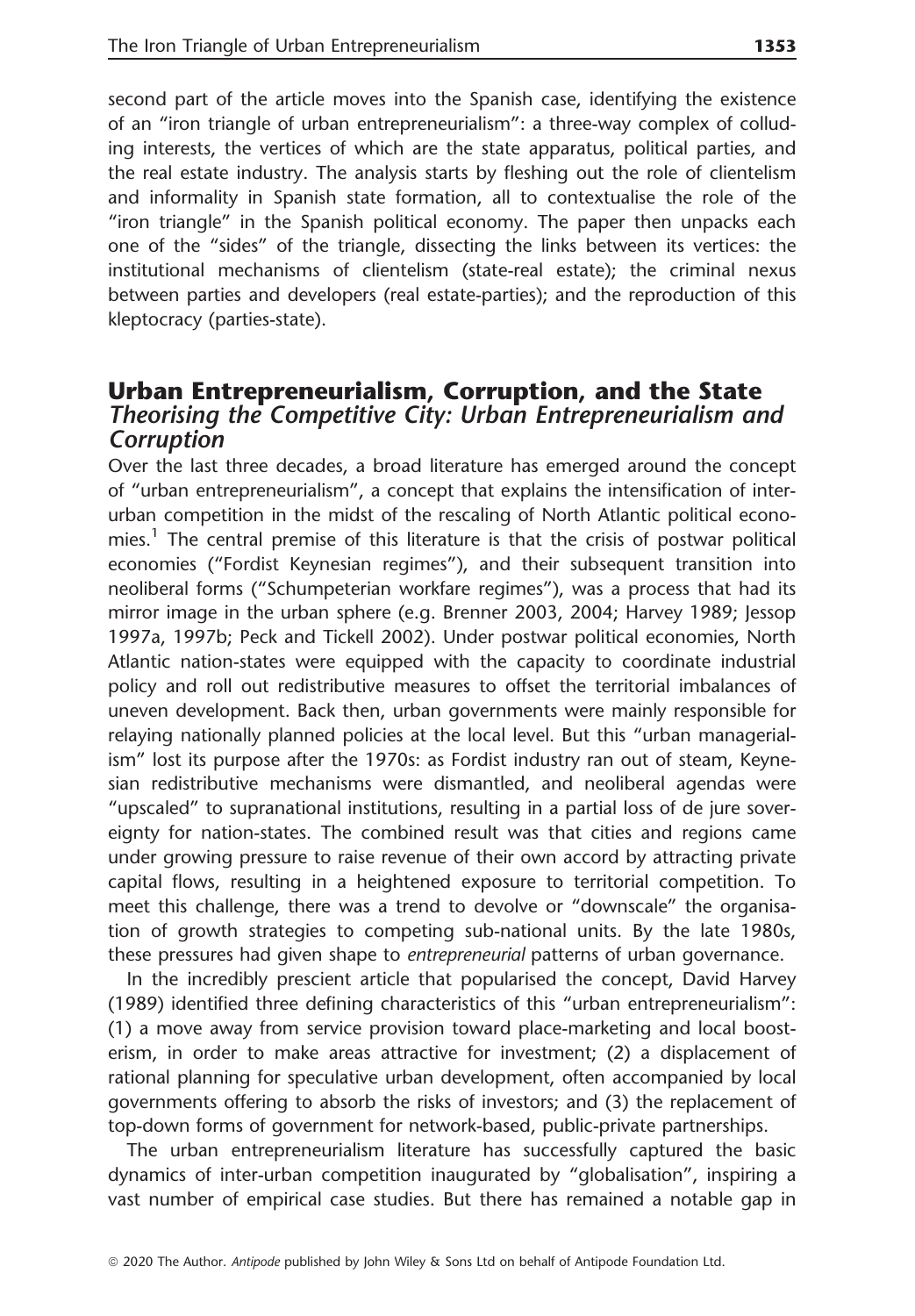second part of the article moves into the Spanish case, identifying the existence of an "iron triangle of urban entrepreneurialism": a three-way complex of colluding interests, the vertices of which are the state apparatus, political parties, and the real estate industry. The analysis starts by fleshing out the role of clientelism and informality in Spanish state formation, all to contextualise the role of the "iron triangle" in the Spanish political economy. The paper then unpacks each one of the "sides" of the triangle, dissecting the links between its vertices: the institutional mechanisms of clientelism (state-real estate); the criminal nexus between parties and developers (real estate-parties); and the reproduction of this kleptocracy (parties-state).

## Urban Entrepreneurialism, Corruption, and the State

### *Theorising the Competitive City: Urban Entrepreneurialism and Corruption*

Over the last three decades, a broad literature has emerged around the concept of "urban entrepreneurialism", a concept that explains the intensification of inter-urban competition in the midst of the rescaling of North Atlantic political economies.[1] The central premise of this literature is that the crisis of postwar political economies ("Fordist Keynesian regimes"), and their subsequent transition into neoliberal forms ("Schumpeterian workfare regimes"), was a process that had its mirror image in the urban sphere (e.g. Brenner 2003, 2004; Harvey 1989; Jessop 1997a, 1997b; Peck and Tickell 2002). Under postwar political economies, North Atlantic nation-states were equipped with the capacity to coordinate industrial policy and roll out redistributive measures to offset the territorial imbalances of uneven development. Back then, urban governments were mainly responsible for relaying nationally planned policies at the local level. But this "urban managerialism" lost its purpose after the 1970s: as Fordist industry ran out of steam, Keynesian redistributive mechanisms were dismantled, and neoliberal agendas were "upscaled" to supranational institutions, resulting in a partial loss of de jure sovereignty for nation-states. The combined result was that cities and regions came under growing pressure to raise revenue of their own accord by attracting private capital flows, resulting in a heightened exposure to territorial competition. To meet this challenge, there was a trend to devolve or "downscale" the organisation of growth strategies to competing sub-national units. By the late 1980s, these pressures had given shape to *entrepreneurial* patterns of urban governance.

In the incredibly prescient article that popularised the concept, David Harvey (1989) identified three defining characteristics of this "urban entrepreneurialism": (1) a move away from service provision toward place-marketing and local boosterism, in order to make areas attractive for investment; (2) a displacement of rational planning for speculative urban development, often accompanied by local governments offering to absorb the risks of investors; and (3) the replacement of top-down forms of government for network-based, public-private partnerships.

The urban entrepreneurialism literature has successfully captured the basic dynamics of inter-urban competition inaugurated by "globalisation", inspiring a vast number of empirical case studies. But there has remained a notable gap in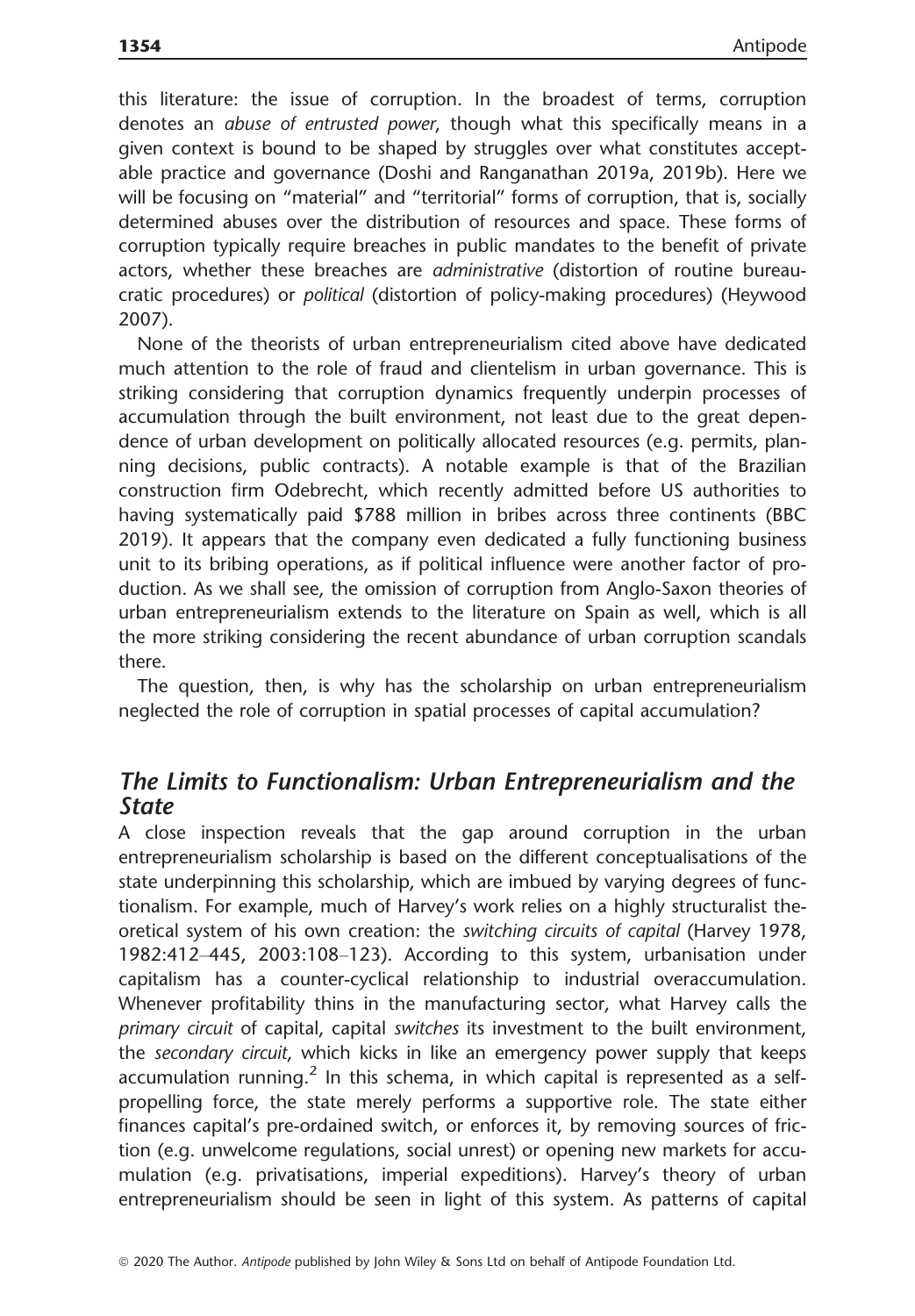this literature: the issue of corruption. In the broadest of terms, corruption denotes an *abuse of entrusted power*, though what this specifically means in a given context is bound to be shaped by struggles over what constitutes acceptable practice and governance (Doshi and Ranganathan 2019a, 2019b). Here we will be focusing on "material" and "territorial" forms of corruption, that is, socially determined abuses over the distribution of resources and space. These forms of corruption typically require breaches in public mandates to the benefit of private actors, whether these breaches are *administrative* (distortion of routine bureaucratic procedures) or *political* (distortion of policy-making procedures) (Heywood 2007).

None of the theorists of urban entrepreneurialism cited above have dedicated much attention to the role of fraud and clientelism in urban governance. This is striking considering that corruption dynamics frequently underpin processes of accumulation through the built environment, not least due to the great dependence of urban development on politically allocated resources (e.g. permits, planning decisions, public contracts). A notable example is that of the Brazilian construction firm Odebrecht, which recently admitted before US authorities to having systematically paid $788 million in bribes across three continents (BBC 2019). It appears that the company even dedicated a fully functioning business unit to its bribing operations, as if political influence were another factor of production. As we shall see, the omission of corruption from Anglo-Saxon theories of urban entrepreneurialism extends to the literature on Spain as well, which is all the more striking considering the recent abundance of urban corruption scandals there.

The question, then, is why has the scholarship on urban entrepreneurialism neglected the role of corruption in spatial processes of capital accumulation?

## *The Limits to Functionalism: Urban Entrepreneurialism and the State*

A close inspection reveals that the gap around corruption in the urban entrepreneurialism scholarship is based on the different conceptualisations of the state underpinning this scholarship, which are imbued by varying degrees of functionalism. For example, much of Harvey's work relies on a highly structuralist theoretical system of his own creation: the *switching circuits of capital* (Harvey 1978, 1982:412–445, 2003:108–123). According to this system, urbanisation under capitalism has a counter-cyclical relationship to industrial overaccumulation. Whenever profitability thins in the manufacturing sector, what Harvey calls the *primary circuit* of capital, capital *switches* its investment to the built environment, the *secondary circuit*, which kicks in like an emergency power supply that keeps accumulation running.[2] In this schema, in which capital is represented as a self-propelling force, the state merely performs a supportive role. The state either finances capital's pre-ordained switch, or enforces it, by removing sources of friction (e.g. unwelcome regulations, social unrest) or opening new markets for accumulation (e.g. privatisations, imperial expeditions). Harvey's theory of urban entrepreneurialism should be seen in light of this system. As patterns of capital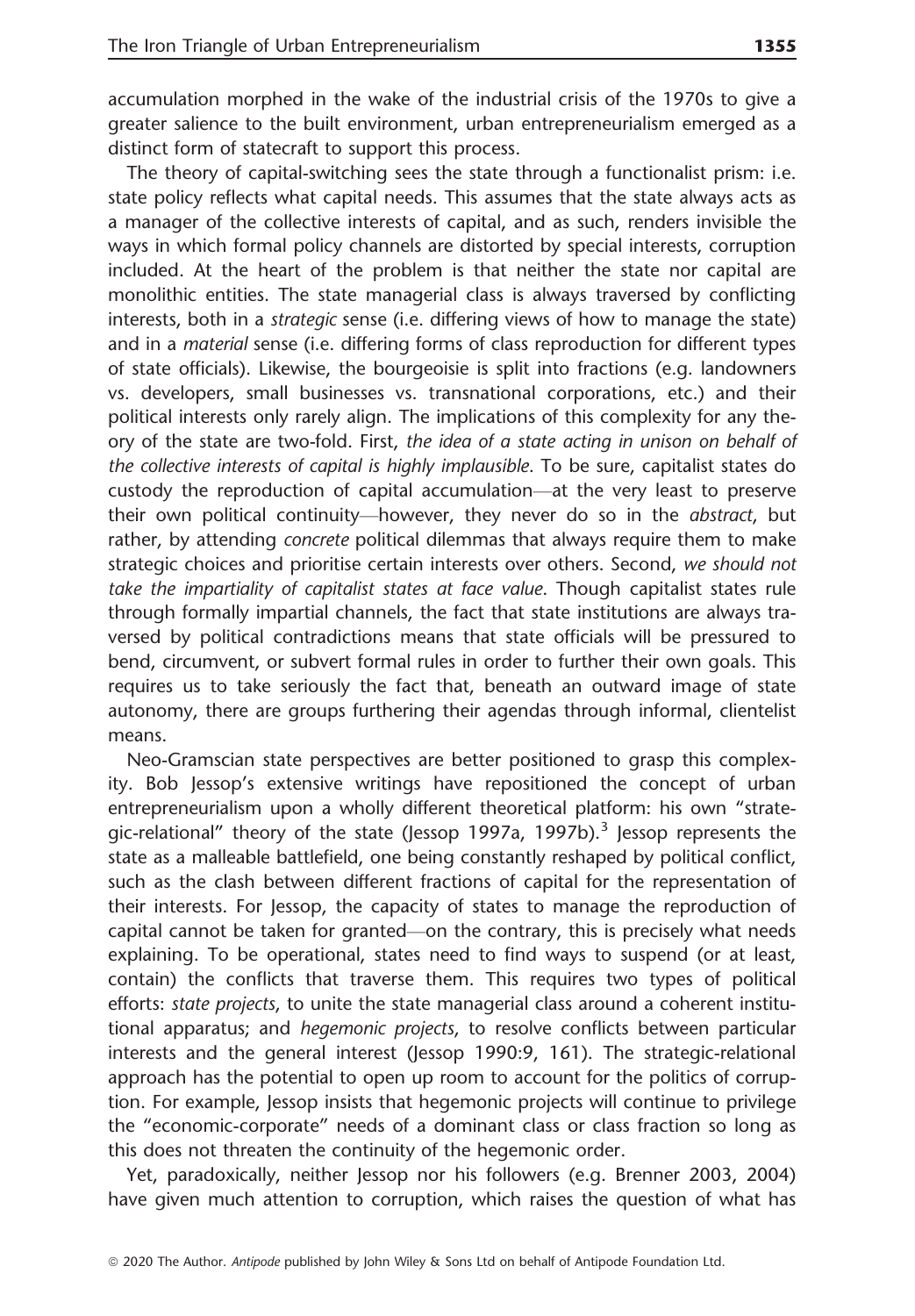accumulation morphed in the wake of the industrial crisis of the 1970s to give a greater salience to the built environment, urban entrepreneurialism emerged as a distinct form of statecraft to support this process.

The theory of capital-switching sees the state through a functionalist prism: i.e. state policy reflects what capital needs. This assumes that the state always acts as a manager of the collective interests of capital, and as such, renders invisible the ways in which formal policy channels are distorted by special interests, corruption included. At the heart of the problem is that neither the state nor capital are monolithic entities. The state managerial class is always traversed by conflicting interests, both in a *strategic* sense (i.e. differing views of how to manage the state) and in a *material* sense (i.e. differing forms of class reproduction for different types of state officials). Likewise, the bourgeoisie is split into fractions (e.g. landowners vs. developers, small businesses vs. transnational corporations, etc.) and their political interests only rarely align. The implications of this complexity for any theory of the state are two-fold. First, *the idea of a state acting in unison on behalf of the collective interests of capital is highly implausible*. To be sure, capitalist states do custody the reproduction of capital accumulation—at the very least to preserve their own political continuity—however, they never do so in the *abstract*, but rather, by attending *concrete* political dilemmas that always require them to make strategic choices and prioritise certain interests over others. Second, *we should not take the impartiality of capitalist states at face value*. Though capitalist states rule through formally impartial channels, the fact that state institutions are always traversed by political contradictions means that state officials will be pressured to bend, circumvent, or subvert formal rules in order to further their own goals. This requires us to take seriously the fact that, beneath an outward image of state autonomy, there are groups furthering their agendas through informal, clientelist means.

Neo-Gramscian state perspectives are better positioned to grasp this complexity. Bob Jessop's extensive writings have repositioned the concept of urban entrepreneurialism upon a wholly different theoretical platform: his own "strategic-relational" theory of the state (Jessop 1997a, 1997b).[3] Jessop represents the state as a malleable battlefield, one being constantly reshaped by political conflict, such as the clash between different fractions of capital for the representation of their interests. For Jessop, the capacity of states to manage the reproduction of capital cannot be taken for granted—on the contrary, this is precisely what needs explaining. To be operational, states need to find ways to suspend (or at least, contain) the conflicts that traverse them. This requires two types of political efforts: *state projects*, to unite the state managerial class around a coherent institutional apparatus; and *hegemonic projects*, to resolve conflicts between particular interests and the general interest (Jessop 1990:9, 161). The strategic-relational approach has the potential to open up room to account for the politics of corruption. For example, Jessop insists that hegemonic projects will continue to privilege the "economic-corporate" needs of a dominant class or class fraction so long as this does not threaten the continuity of the hegemonic order.

Yet, paradoxically, neither Jessop nor his followers (e.g. Brenner 2003, 2004) have given much attention to corruption, which raises the question of what has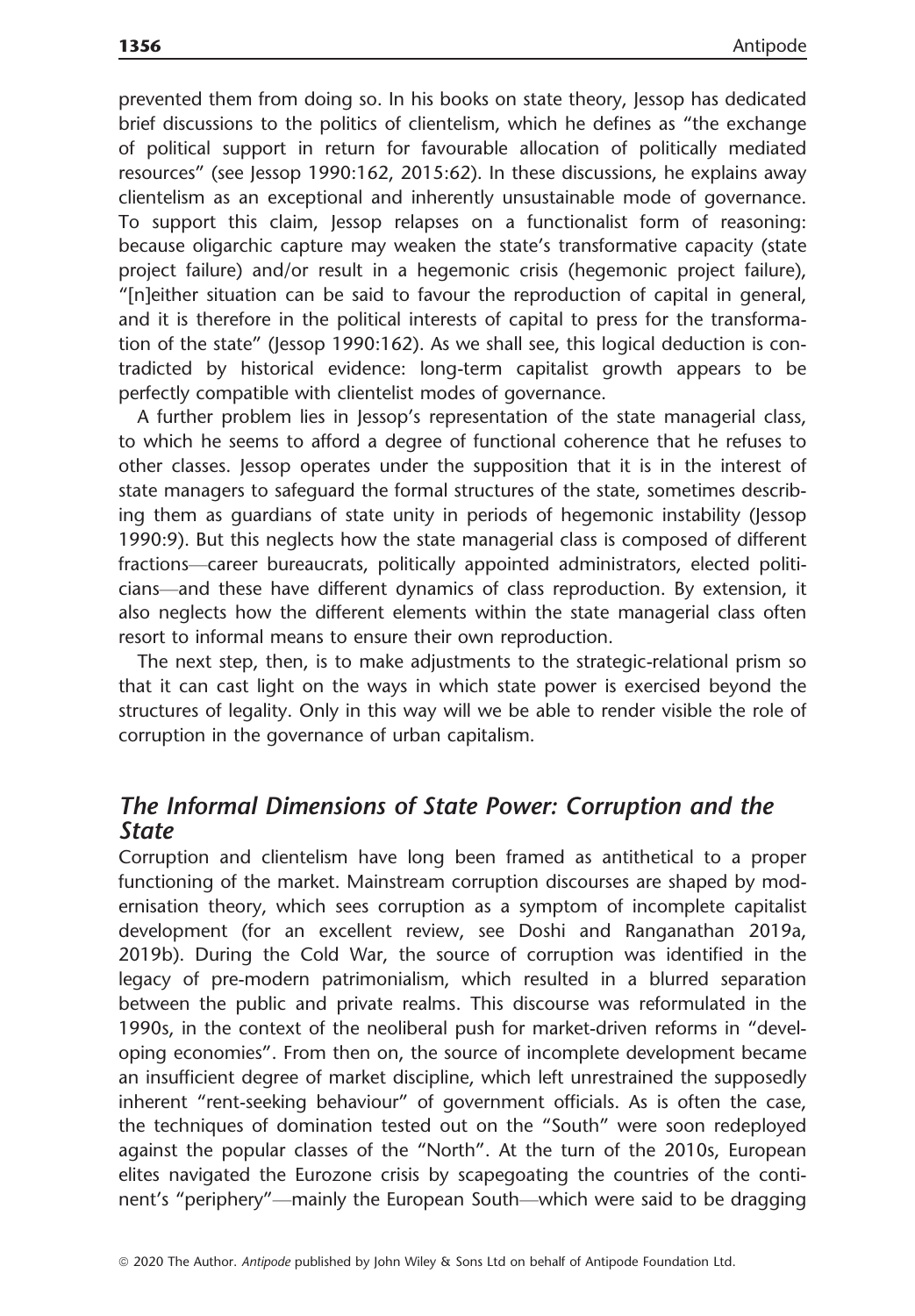prevented them from doing so. In his books on state theory, Jessop has dedicated brief discussions to the politics of clientelism, which he defines as "the exchange of political support in return for favourable allocation of politically mediated resources" (see Jessop 1990:162, 2015:62). In these discussions, he explains away clientelism as an exceptional and inherently unsustainable mode of governance. To support this claim, Jessop relapses on a functionalist form of reasoning: because oligarchic capture may weaken the state's transformative capacity (state project failure) and/or result in a hegemonic crisis (hegemonic project failure), "[n]either situation can be said to favour the reproduction of capital in general, and it is therefore in the political interests of capital to press for the transformation of the state" (Jessop 1990:162). As we shall see, this logical deduction is contradicted by historical evidence: long-term capitalist growth appears to be perfectly compatible with clientelist modes of governance.

A further problem lies in Jessop's representation of the state managerial class, to which he seems to afford a degree of functional coherence that he refuses to other classes. Jessop operates under the supposition that it is in the interest of state managers to safeguard the formal structures of the state, sometimes describing them as guardians of state unity in periods of hegemonic instability (Jessop 1990:9). But this neglects how the state managerial class is composed of different fractions—career bureaucrats, politically appointed administrators, elected politicians—and these have different dynamics of class reproduction. By extension, it also neglects how the different elements within the state managerial class often resort to informal means to ensure their own reproduction.

The next step, then, is to make adjustments to the strategic-relational prism so that it can cast light on the ways in which state power is exercised beyond the structures of legality. Only in this way will we be able to render visible the role of corruption in the governance of urban capitalism.

## *The Informal Dimensions of State Power: Corruption and the State*

Corruption and clientelism have long been framed as antithetical to a proper functioning of the market. Mainstream corruption discourses are shaped by modernisation theory, which sees corruption as a symptom of incomplete capitalist development (for an excellent review, see Doshi and Ranganathan 2019a, 2019b). During the Cold War, the source of corruption was identified in the legacy of pre-modern patrimonialism, which resulted in a blurred separation between the public and private realms. This discourse was reformulated in the 1990s, in the context of the neoliberal push for market-driven reforms in "developing economies". From then on, the source of incomplete development became an insufficient degree of market discipline, which left unrestrained the supposedly inherent "rent-seeking behaviour" of government officials. As is often the case, the techniques of domination tested out on the "South" were soon redeployed against the popular classes of the "North". At the turn of the 2010s, European elites navigated the Eurozone crisis by scapegoating the countries of the continent's "periphery"—mainly the European South—which were said to be dragging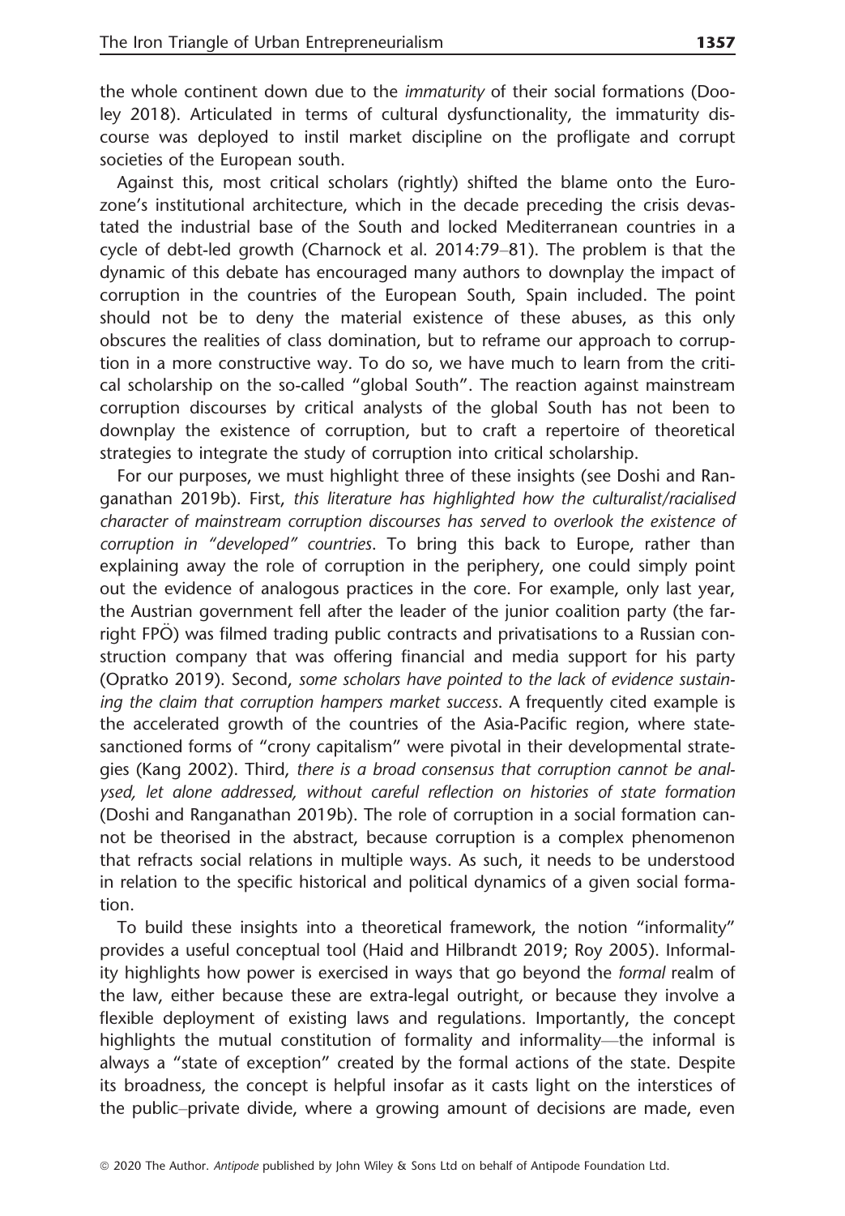the whole continent down due to the *immaturity* of their social formations (Dooley 2018). Articulated in terms of cultural dysfunctionality, the immaturity discourse was deployed to instil market discipline on the profligate and corrupt societies of the European south.

Against this, most critical scholars (rightly) shifted the blame onto the Eurozone's institutional architecture, which in the decade preceding the crisis devastated the industrial base of the South and locked Mediterranean countries in a cycle of debt-led growth (Charnock et al. 2014:79–81). The problem is that the dynamic of this debate has encouraged many authors to downplay the impact of corruption in the countries of the European South, Spain included. The point should not be to deny the material existence of these abuses, as this only obscures the realities of class domination, but to reframe our approach to corruption in a more constructive way. To do so, we have much to learn from the critical scholarship on the so-called "global South". The reaction against mainstream corruption discourses by critical analysts of the global South has not been to downplay the existence of corruption, but to craft a repertoire of theoretical strategies to integrate the study of corruption into critical scholarship.

For our purposes, we must highlight three of these insights (see Doshi and Ranganathan 2019b). First, *this literature has highlighted how the culturalist/racialised character of mainstream corruption discourses has served to overlook the existence of corruption in "developed" countries*. To bring this back to Europe, rather than explaining away the role of corruption in the periphery, one could simply point out the evidence of analogous practices in the core. For example, only last year, the Austrian government fell after the leader of the junior coalition party (the far-right FPÖ) was filmed trading public contracts and privatisations to a Russian construction company that was offering financial and media support for his party (Opratko 2019). Second, *some scholars have pointed to the lack of evidence sustaining the claim that corruption hampers market success*. A frequently cited example is the accelerated growth of the countries of the Asia-Pacific region, where state-sanctioned forms of "crony capitalism" were pivotal in their developmental strategies (Kang 2002). Third, *there is a broad consensus that corruption cannot be analysed, let alone addressed, without careful reflection on histories of state formation* (Doshi and Ranganathan 2019b). The role of corruption in a social formation cannot be theorised in the abstract, because corruption is a complex phenomenon that refracts social relations in multiple ways. As such, it needs to be understood in relation to the specific historical and political dynamics of a given social formation.

To build these insights into a theoretical framework, the notion "informality" provides a useful conceptual tool (Haid and Hilbrandt 2019; Roy 2005). Informality highlights how power is exercised in ways that go beyond the *formal* realm of the law, either because these are extra-legal outright, or because they involve a flexible deployment of existing laws and regulations. Importantly, the concept highlights the mutual constitution of formality and informality—the informal is always a "state of exception" created by the formal actions of the state. Despite its broadness, the concept is helpful insofar as it casts light on the interstices of the public–private divide, where a growing amount of decisions are made, even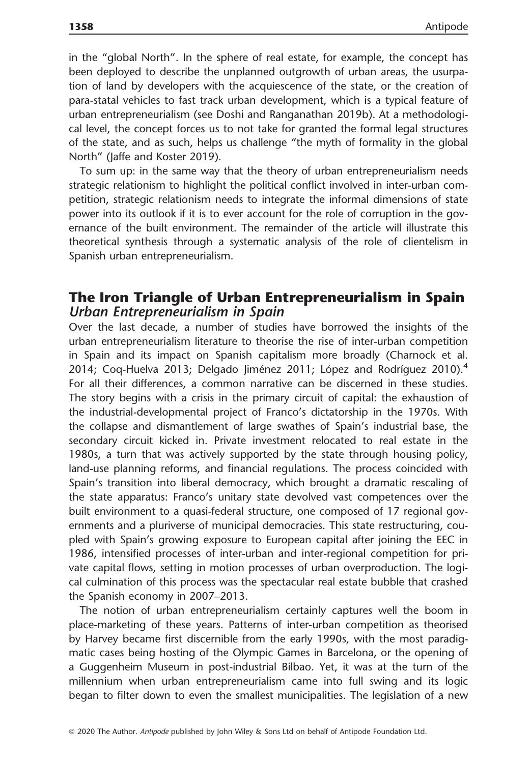in the "global North". In the sphere of real estate, for example, the concept has been deployed to describe the unplanned outgrowth of urban areas, the usurpation of land by developers with the acquiescence of the state, or the creation of para-statal vehicles to fast track urban development, which is a typical feature of urban entrepreneurialism (see Doshi and Ranganathan 2019b). At a methodological level, the concept forces us to not take for granted the formal legal structures of the state, and as such, helps us challenge "the myth of formality in the global North" (Jaffe and Koster 2019).

To sum up: in the same way that the theory of urban entrepreneurialism needs strategic relationism to highlight the political conflict involved in inter-urban competition, strategic relationism needs to integrate the informal dimensions of state power into its outlook if it is to ever account for the role of corruption in the governance of the built environment. The remainder of the article will illustrate this theoretical synthesis through a systematic analysis of the role of clientelism in Spanish urban entrepreneurialism.

## The Iron Triangle of Urban Entrepreneurialism in Spain

### *Urban Entrepreneurialism in Spain*

Over the last decade, a number of studies have borrowed the insights of the urban entrepreneurialism literature to theorise the rise of inter-urban competition in Spain and its impact on Spanish capitalism more broadly (Charnock et al. 2014; Coq-Huelva 2013; Delgado Jiménez 2011; López and Rodríguez 2010).[4] For all their differences, a common narrative can be discerned in these studies. The story begins with a crisis in the primary circuit of capital: the exhaustion of the industrial-developmental project of Franco's dictatorship in the 1970s. With the collapse and dismantlement of large swathes of Spain's industrial base, the secondary circuit kicked in. Private investment relocated to real estate in the 1980s, a turn that was actively supported by the state through housing policy, land-use planning reforms, and financial regulations. The process coincided with Spain's transition into liberal democracy, which brought a dramatic rescaling of the state apparatus: Franco's unitary state devolved vast competences over the built environment to a quasi-federal structure, one composed of 17 regional governments and a pluriverse of municipal democracies. This state restructuring, coupled with Spain's growing exposure to European capital after joining the EEC in 1986, intensified processes of inter-urban and inter-regional competition for private capital flows, setting in motion processes of urban overproduction. The logical culmination of this process was the spectacular real estate bubble that crashed the Spanish economy in 2007–2013.

The notion of urban entrepreneurialism certainly captures well the boom in place-marketing of these years. Patterns of inter-urban competition as theorised by Harvey became first discernible from the early 1990s, with the most paradigmatic cases being hosting of the Olympic Games in Barcelona, or the opening of a Guggenheim Museum in post-industrial Bilbao. Yet, it was at the turn of the millennium when urban entrepreneurialism came into full swing and its logic began to filter down to even the smallest municipalities. The legislation of a new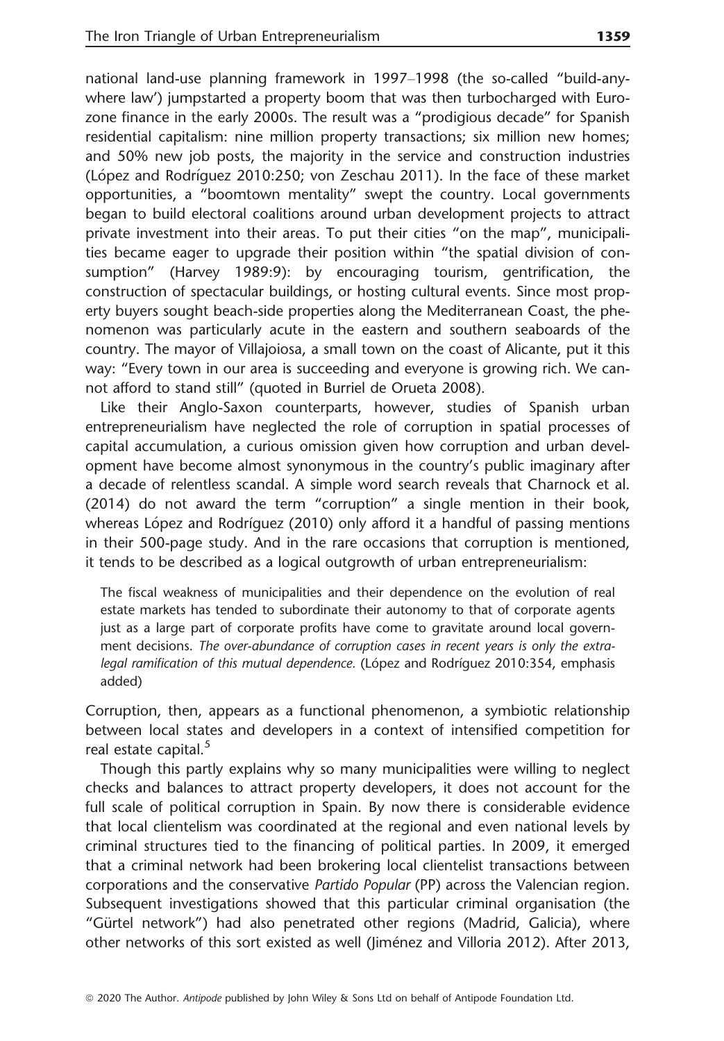national land-use planning framework in 1997–1998 (the so-called "build-anywhere law') jumpstarted a property boom that was then turbocharged with Eurozone finance in the early 2000s. The result was a "prodigious decade" for Spanish residential capitalism: nine million property transactions; six million new homes; and 50% new job posts, the majority in the service and construction industries (López and Rodríguez 2010:250; von Zeschau 2011). In the face of these market opportunities, a "boomtown mentality" swept the country. Local governments began to build electoral coalitions around urban development projects to attract private investment into their areas. To put their cities "on the map", municipalities became eager to upgrade their position within "the spatial division of consumption" (Harvey 1989:9): by encouraging tourism, gentrification, the construction of spectacular buildings, or hosting cultural events. Since most property buyers sought beach-side properties along the Mediterranean Coast, the phenomenon was particularly acute in the eastern and southern seaboards of the country. The mayor of Villajoiosa, a small town on the coast of Alicante, put it this way: "Every town in our area is succeeding and everyone is growing rich. We cannot afford to stand still" (quoted in Burriel de Orueta 2008).

Like their Anglo-Saxon counterparts, however, studies of Spanish urban entrepreneurialism have neglected the role of corruption in spatial processes of capital accumulation, a curious omission given how corruption and urban development have become almost synonymous in the country's public imaginary after a decade of relentless scandal. A simple word search reveals that Charnock et al. (2014) do not award the term "corruption" a single mention in their book, whereas López and Rodríguez (2010) only afford it a handful of passing mentions in their 500-page study. And in the rare occasions that corruption is mentioned, it tends to be described as a logical outgrowth of urban entrepreneurialism:

> The fiscal weakness of municipalities and their dependence on the evolution of real estate markets has tended to subordinate their autonomy to that of corporate agents just as a large part of corporate profits have come to gravitate around local government decisions. *The over-abundance of corruption cases in recent years is only the extra-legal ramification of this mutual dependence.* (López and Rodríguez 2010:354, emphasis added)

Corruption, then, appears as a functional phenomenon, a symbiotic relationship between local states and developers in a context of intensified competition for real estate capital.[5]

Though this partly explains why so many municipalities were willing to neglect checks and balances to attract property developers, it does not account for the full scale of political corruption in Spain. By now there is considerable evidence that local clientelism was coordinated at the regional and even national levels by criminal structures tied to the financing of political parties. In 2009, it emerged that a criminal network had been brokering local clientelist transactions between corporations and the conservative *Partido Popular* (PP) across the Valencian region. Subsequent investigations showed that this particular criminal organisation (the "Gürtel network") had also penetrated other regions (Madrid, Galicia), where other networks of this sort existed as well (Jiménez and Villoria 2012). After 2013,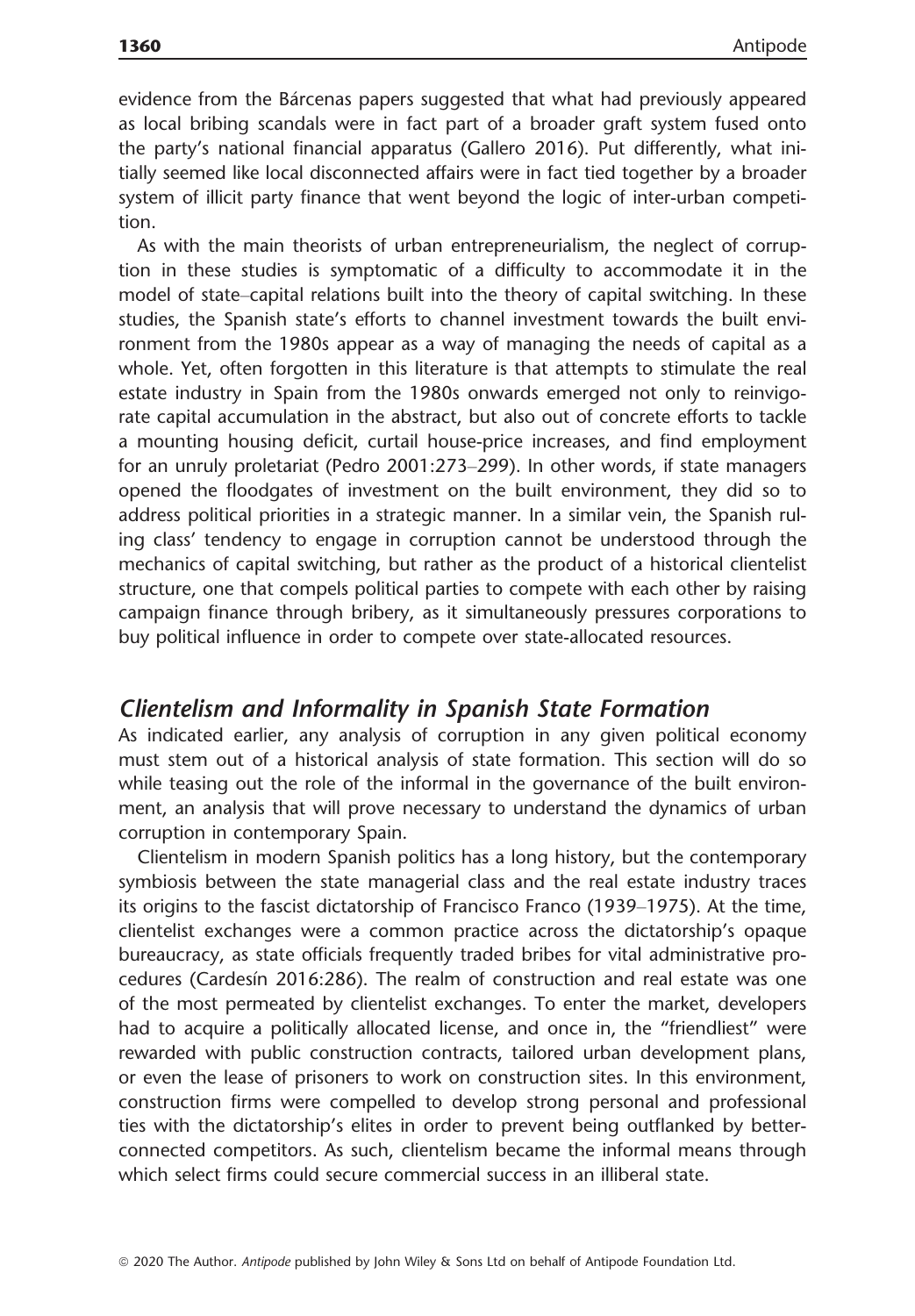evidence from the Bárcenas papers suggested that what had previously appeared as local bribing scandals were in fact part of a broader graft system fused onto the party's national financial apparatus (Gallero 2016). Put differently, what initially seemed like local disconnected affairs were in fact tied together by a broader system of illicit party finance that went beyond the logic of inter-urban competition.

As with the main theorists of urban entrepreneurialism, the neglect of corruption in these studies is symptomatic of a difficulty to accommodate it in the model of state–capital relations built into the theory of capital switching. In these studies, the Spanish state's efforts to channel investment towards the built environment from the 1980s appear as a way of managing the needs of capital as a whole. Yet, often forgotten in this literature is that attempts to stimulate the real estate industry in Spain from the 1980s onwards emerged not only to reinvigorate capital accumulation in the abstract, but also out of concrete efforts to tackle a mounting housing deficit, curtail house-price increases, and find employment for an unruly proletariat (Pedro 2001:273–299). In other words, if state managers opened the floodgates of investment on the built environment, they did so to address political priorities in a strategic manner. In a similar vein, the Spanish ruling class' tendency to engage in corruption cannot be understood through the mechanics of capital switching, but rather as the product of a historical clientelist structure, one that compels political parties to compete with each other by raising campaign finance through bribery, as it simultaneously pressures corporations to buy political influence in order to compete over state-allocated resources.

## *Clientelism and Informality in Spanish State Formation*

As indicated earlier, any analysis of corruption in any given political economy must stem out of a historical analysis of state formation. This section will do so while teasing out the role of the informal in the governance of the built environment, an analysis that will prove necessary to understand the dynamics of urban corruption in contemporary Spain.

Clientelism in modern Spanish politics has a long history, but the contemporary symbiosis between the state managerial class and the real estate industry traces its origins to the fascist dictatorship of Francisco Franco (1939–1975). At the time, clientelist exchanges were a common practice across the dictatorship's opaque bureaucracy, as state officials frequently traded bribes for vital administrative procedures (Cardesín 2016:286). The realm of construction and real estate was one of the most permeated by clientelist exchanges. To enter the market, developers had to acquire a politically allocated license, and once in, the "friendliest" were rewarded with public construction contracts, tailored urban development plans, or even the lease of prisoners to work on construction sites. In this environment, construction firms were compelled to develop strong personal and professional ties with the dictatorship's elites in order to prevent being outflanked by better-connected competitors. As such, clientelism became the informal means through which select firms could secure commercial success in an illiberal state.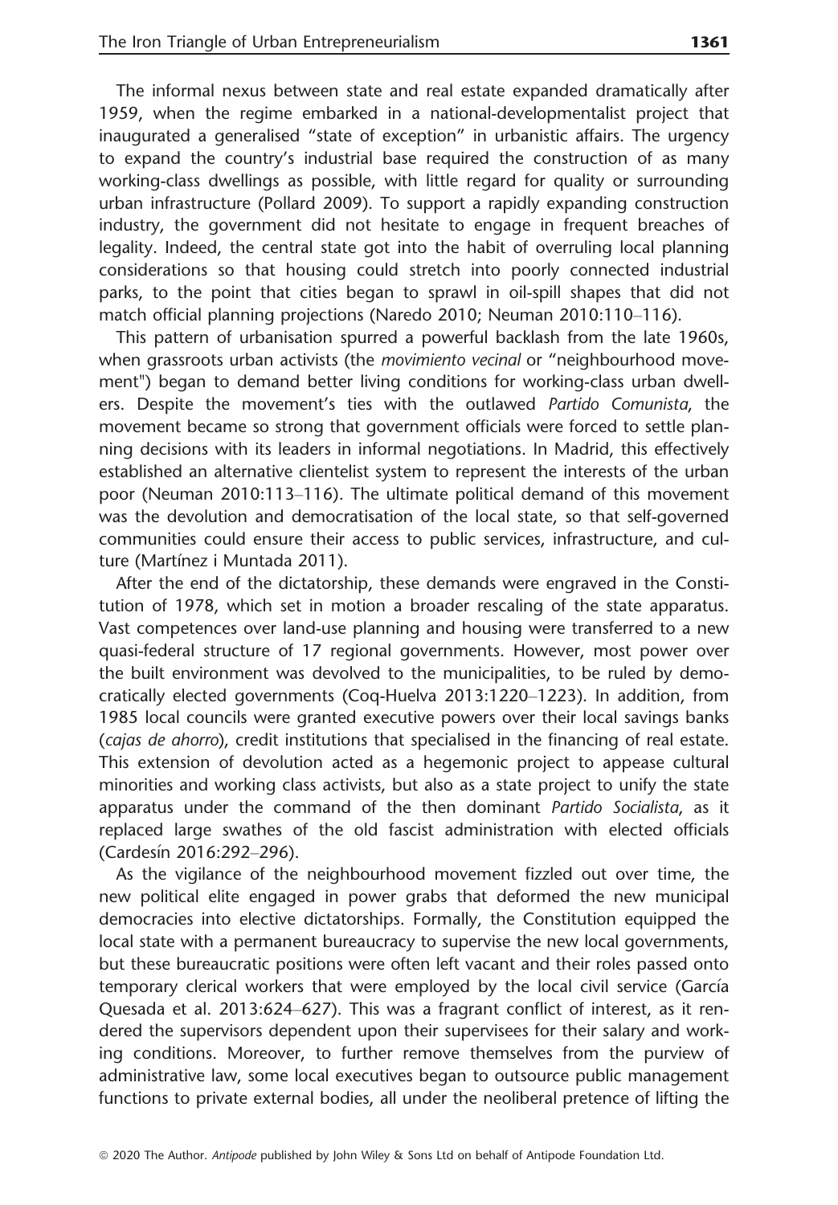The informal nexus between state and real estate expanded dramatically after 1959, when the regime embarked in a national-developmentalist project that inaugurated a generalised "state of exception" in urbanistic affairs. The urgency to expand the country's industrial base required the construction of as many working-class dwellings as possible, with little regard for quality or surrounding urban infrastructure (Pollard 2009). To support a rapidly expanding construction industry, the government did not hesitate to engage in frequent breaches of legality. Indeed, the central state got into the habit of overruling local planning considerations so that housing could stretch into poorly connected industrial parks, to the point that cities began to sprawl in oil-spill shapes that did not match official planning projections (Naredo 2010; Neuman 2010:110–116).

This pattern of urbanisation spurred a powerful backlash from the late 1960s, when grassroots urban activists (the *movimiento vecinal* or "neighbourhood movement") began to demand better living conditions for working-class urban dwellers. Despite the movement's ties with the outlawed *Partido Comunista*, the movement became so strong that government officials were forced to settle planning decisions with its leaders in informal negotiations. In Madrid, this effectively established an alternative clientelist system to represent the interests of the urban poor (Neuman 2010:113–116). The ultimate political demand of this movement was the devolution and democratisation of the local state, so that self-governed communities could ensure their access to public services, infrastructure, and culture (Martínez i Muntada 2011).

After the end of the dictatorship, these demands were engraved in the Constitution of 1978, which set in motion a broader rescaling of the state apparatus. Vast competences over land-use planning and housing were transferred to a new quasi-federal structure of 17 regional governments. However, most power over the built environment was devolved to the municipalities, to be ruled by democratically elected governments (Coq-Huelva 2013:1220–1223). In addition, from 1985 local councils were granted executive powers over their local savings banks (*cajas de ahorro*), credit institutions that specialised in the financing of real estate. This extension of devolution acted as a hegemonic project to appease cultural minorities and working class activists, but also as a state project to unify the state apparatus under the command of the then dominant *Partido Socialista*, as it replaced large swathes of the old fascist administration with elected officials (Cardesín 2016:292–296).

As the vigilance of the neighbourhood movement fizzled out over time, the new political elite engaged in power grabs that deformed the new municipal democracies into elective dictatorships. Formally, the Constitution equipped the local state with a permanent bureaucracy to supervise the new local governments, but these bureaucratic positions were often left vacant and their roles passed onto temporary clerical workers that were employed by the local civil service (García Quesada et al. 2013:624–627). This was a fragrant conflict of interest, as it rendered the supervisors dependent upon their supervisees for their salary and working conditions. Moreover, to further remove themselves from the purview of administrative law, some local executives began to outsource public management functions to private external bodies, all under the neoliberal pretence of lifting the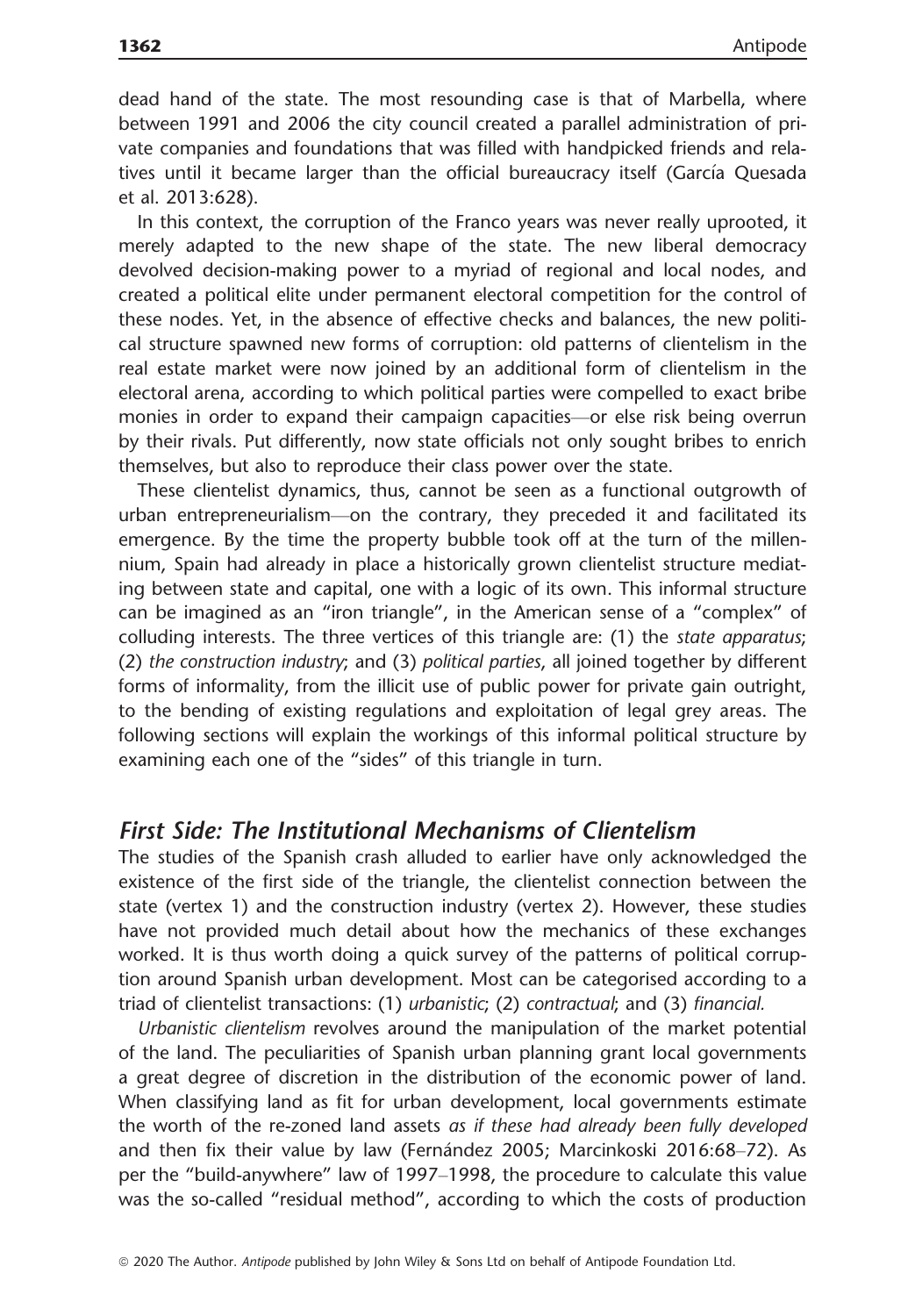dead hand of the state. The most resounding case is that of Marbella, where between 1991 and 2006 the city council created a parallel administration of private companies and foundations that was filled with handpicked friends and relatives until it became larger than the official bureaucracy itself (García Quesada et al. 2013:628).

In this context, the corruption of the Franco years was never really uprooted, it merely adapted to the new shape of the state. The new liberal democracy devolved decision-making power to a myriad of regional and local nodes, and created a political elite under permanent electoral competition for the control of these nodes. Yet, in the absence of effective checks and balances, the new political structure spawned new forms of corruption: old patterns of clientelism in the real estate market were now joined by an additional form of clientelism in the electoral arena, according to which political parties were compelled to exact bribe monies in order to expand their campaign capacities—or else risk being overrun by their rivals. Put differently, now state officials not only sought bribes to enrich themselves, but also to reproduce their class power over the state.

These clientelist dynamics, thus, cannot be seen as a functional outgrowth of urban entrepreneurialism—on the contrary, they preceded it and facilitated its emergence. By the time the property bubble took off at the turn of the millennium, Spain had already in place a historically grown clientelist structure mediating between state and capital, one with a logic of its own. This informal structure can be imagined as an "iron triangle", in the American sense of a "complex" of colluding interests. The three vertices of this triangle are: (1) the *state apparatus*; (2) *the construction industry*; and (3) *political parties*, all joined together by different forms of informality, from the illicit use of public power for private gain outright, to the bending of existing regulations and exploitation of legal grey areas. The following sections will explain the workings of this informal political structure by examining each one of the "sides" of this triangle in turn.

## *First Side: The Institutional Mechanisms of Clientelism*

The studies of the Spanish crash alluded to earlier have only acknowledged the existence of the first side of the triangle, the clientelist connection between the state (vertex 1) and the construction industry (vertex 2). However, these studies have not provided much detail about how the mechanics of these exchanges worked. It is thus worth doing a quick survey of the patterns of political corruption around Spanish urban development. Most can be categorised according to a triad of clientelist transactions: (1) *urbanistic*; (2) *contractual*; and (3) *financial.*

*Urbanistic clientelism* revolves around the manipulation of the market potential of the land. The peculiarities of Spanish urban planning grant local governments a great degree of discretion in the distribution of the economic power of land. When classifying land as fit for urban development, local governments estimate the worth of the re-zoned land assets *as if these had already been fully developed* and then fix their value by law (Fernández 2005; Marcinkoski 2016:68–72). As per the "build-anywhere" law of 1997–1998, the procedure to calculate this value was the so-called "residual method", according to which the costs of production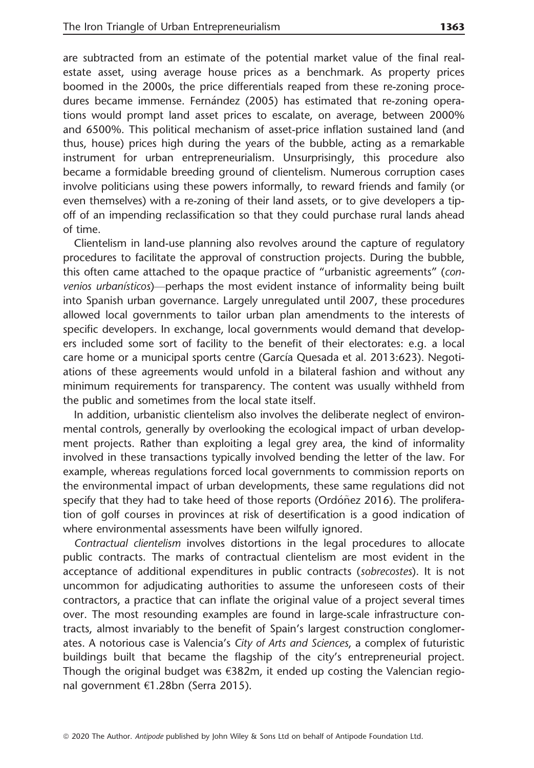are subtracted from an estimate of the potential market value of the final real-estate asset, using average house prices as a benchmark. As property prices boomed in the 2000s, the price differentials reaped from these re-zoning procedures became immense. Fernández (2005) has estimated that re-zoning operations would prompt land asset prices to escalate, on average, between 2000% and 6500%. This political mechanism of asset-price inflation sustained land (and thus, house) prices high during the years of the bubble, acting as a remarkable instrument for urban entrepreneurialism. Unsurprisingly, this procedure also became a formidable breeding ground of clientelism. Numerous corruption cases involve politicians using these powers informally, to reward friends and family (or even themselves) with a re-zoning of their land assets, or to give developers a tip-off of an impending reclassification so that they could purchase rural lands ahead of time.

Clientelism in land-use planning also revolves around the capture of regulatory procedures to facilitate the approval of construction projects. During the bubble, this often came attached to the opaque practice of "urbanistic agreements" (*convenios urbanísticos*)—perhaps the most evident instance of informality being built into Spanish urban governance. Largely unregulated until 2007, these procedures allowed local governments to tailor urban plan amendments to the interests of specific developers. In exchange, local governments would demand that developers included some sort of facility to the benefit of their electorates: e.g. a local care home or a municipal sports centre (García Quesada et al. 2013:623). Negotiations of these agreements would unfold in a bilateral fashion and without any minimum requirements for transparency. The content was usually withheld from the public and sometimes from the local state itself.

In addition, urbanistic clientelism also involves the deliberate neglect of environmental controls, generally by overlooking the ecological impact of urban development projects. Rather than exploiting a legal grey area, the kind of informality involved in these transactions typically involved bending the letter of the law. For example, whereas regulations forced local governments to commission reports on the environmental impact of urban developments, these same regulations did not specify that they had to take heed of those reports (Ordóñez 2016). The proliferation of golf courses in provinces at risk of desertification is a good indication of where environmental assessments have been wilfully ignored.

*Contractual clientelism* involves distortions in the legal procedures to allocate public contracts. The marks of contractual clientelism are most evident in the acceptance of additional expenditures in public contracts (*sobrecostes*). It is not uncommon for adjudicating authorities to assume the unforeseen costs of their contractors, a practice that can inflate the original value of a project several times over. The most resounding examples are found in large-scale infrastructure contracts, almost invariably to the benefit of Spain's largest construction conglomerates. A notorious case is Valencia's *City of Arts and Sciences*, a complex of futuristic buildings built that became the flagship of the city's entrepreneurial project. Though the original budget was €382m, it ended up costing the Valencian regional government €1.28bn (Serra 2015).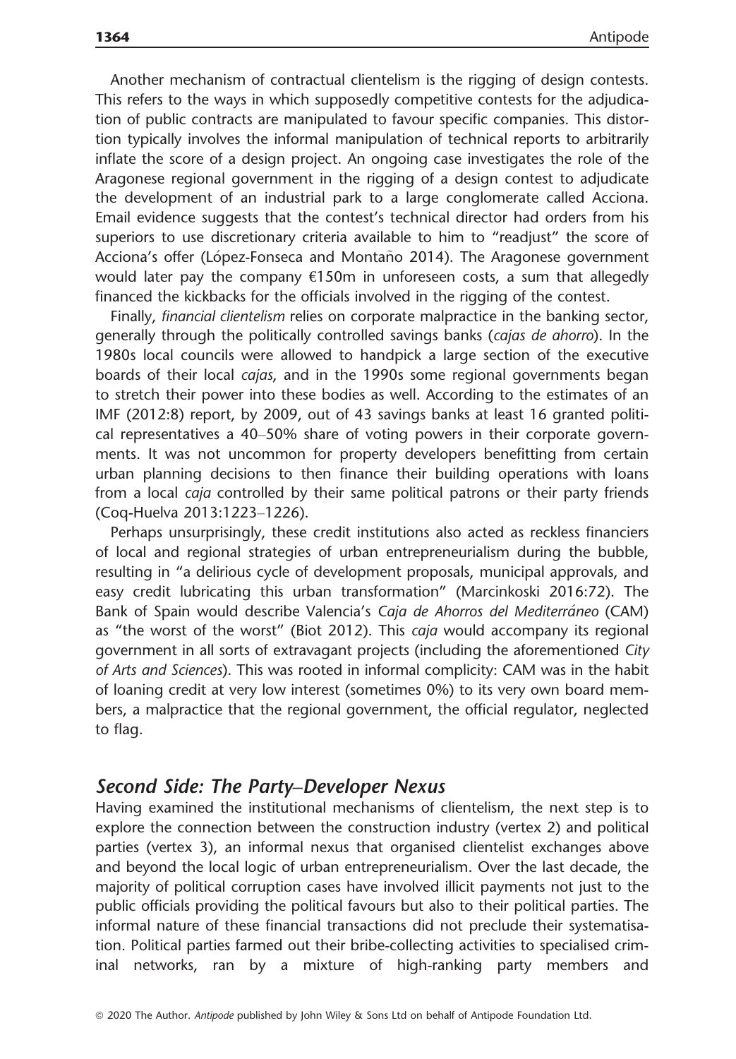Another mechanism of contractual clientelism is the rigging of design contests. This refers to the ways in which supposedly competitive contests for the adjudication of public contracts are manipulated to favour specific companies. This distortion typically involves the informal manipulation of technical reports to arbitrarily inflate the score of a design project. An ongoing case investigates the role of the Aragonese regional government in the rigging of a design contest to adjudicate the development of an industrial park to a large conglomerate called Acciona. Email evidence suggests that the contest's technical director had orders from his superiors to use discretionary criteria available to him to "readjust" the score of Acciona's offer (López-Fonseca and Montaño 2014). The Aragonese government would later pay the company €150m in unforeseen costs, a sum that allegedly financed the kickbacks for the officials involved in the rigging of the contest.

Finally, *financial clientelism* relies on corporate malpractice in the banking sector, generally through the politically controlled savings banks (*cajas de ahorro*). In the 1980s local councils were allowed to handpick a large section of the executive boards of their local *cajas*, and in the 1990s some regional governments began to stretch their power into these bodies as well. According to the estimates of an IMF (2012:8) report, by 2009, out of 43 savings banks at least 16 granted political representatives a 40–50% share of voting powers in their corporate governments. It was not uncommon for property developers benefitting from certain urban planning decisions to then finance their building operations with loans from a local *caja* controlled by their same political patrons or their party friends (Coq-Huelva 2013:1223–1226).

Perhaps unsurprisingly, these credit institutions also acted as reckless financiers of local and regional strategies of urban entrepreneurialism during the bubble, resulting in "a delirious cycle of development proposals, municipal approvals, and easy credit lubricating this urban transformation" (Marcinkoski 2016:72). The Bank of Spain would describe Valencia's *Caja de Ahorros del Mediterráneo* (CAM) as "the worst of the worst" (Biot 2012). This *caja* would accompany its regional government in all sorts of extravagant projects (including the aforementioned *City of Arts and Sciences*). This was rooted in informal complicity: CAM was in the habit of loaning credit at very low interest (sometimes 0%) to its very own board members, a malpractice that the regional government, the official regulator, neglected to flag.

## *Second Side: The Party–Developer Nexus*

Having examined the institutional mechanisms of clientelism, the next step is to explore the connection between the construction industry (vertex 2) and political parties (vertex 3), an informal nexus that organised clientelist exchanges above and beyond the local logic of urban entrepreneurialism. Over the last decade, the majority of political corruption cases have involved illicit payments not just to the public officials providing the political favours but also to their political parties. The informal nature of these financial transactions did not preclude their systematisation. Political parties farmed out their bribe-collecting activities to specialised criminal networks, ran by a mixture of high-ranking party members and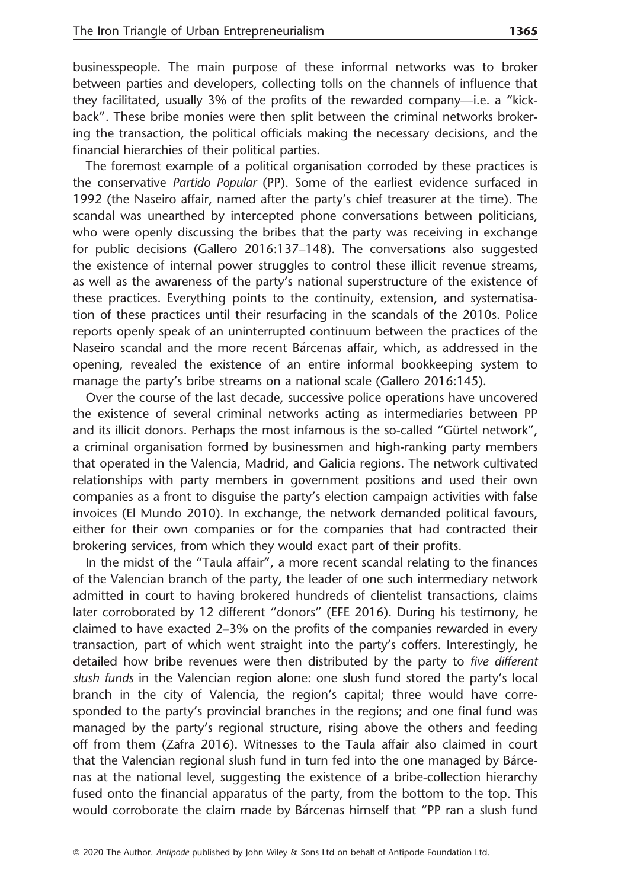businesspeople. The main purpose of these informal networks was to broker between parties and developers, collecting tolls on the channels of influence that they facilitated, usually 3% of the profits of the rewarded company—i.e. a "kickback". These bribe monies were then split between the criminal networks brokering the transaction, the political officials making the necessary decisions, and the financial hierarchies of their political parties.

The foremost example of a political organisation corroded by these practices is the conservative *Partido Popular* (PP). Some of the earliest evidence surfaced in 1992 (the Naseiro affair, named after the party's chief treasurer at the time). The scandal was unearthed by intercepted phone conversations between politicians, who were openly discussing the bribes that the party was receiving in exchange for public decisions (Gallero 2016:137–148). The conversations also suggested the existence of internal power struggles to control these illicit revenue streams, as well as the awareness of the party's national superstructure of the existence of these practices. Everything points to the continuity, extension, and systematisation of these practices until their resurfacing in the scandals of the 2010s. Police reports openly speak of an uninterrupted continuum between the practices of the Naseiro scandal and the more recent Bárcenas affair, which, as addressed in the opening, revealed the existence of an entire informal bookkeeping system to manage the party's bribe streams on a national scale (Gallero 2016:145).

Over the course of the last decade, successive police operations have uncovered the existence of several criminal networks acting as intermediaries between PP and its illicit donors. Perhaps the most infamous is the so-called "Gürtel network", a criminal organisation formed by businessmen and high-ranking party members that operated in the Valencia, Madrid, and Galicia regions. The network cultivated relationships with party members in government positions and used their own companies as a front to disguise the party's election campaign activities with false invoices (El Mundo 2010). In exchange, the network demanded political favours, either for their own companies or for the companies that had contracted their brokering services, from which they would exact part of their profits.

In the midst of the "Taula affair", a more recent scandal relating to the finances of the Valencian branch of the party, the leader of one such intermediary network admitted in court to having brokered hundreds of clientelist transactions, claims later corroborated by 12 different "donors" (EFE 2016). During his testimony, he claimed to have exacted 2–3% on the profits of the companies rewarded in every transaction, part of which went straight into the party's coffers. Interestingly, he detailed how bribe revenues were then distributed by the party to *five different slush funds* in the Valencian region alone: one slush fund stored the party's local branch in the city of Valencia, the region's capital; three would have corresponded to the party's provincial branches in the regions; and one final fund was managed by the party's regional structure, rising above the others and feeding off from them (Zafra 2016). Witnesses to the Taula affair also claimed in court that the Valencian regional slush fund in turn fed into the one managed by Bárcenas at the national level, suggesting the existence of a bribe-collection hierarchy fused onto the financial apparatus of the party, from the bottom to the top. This would corroborate the claim made by Bárcenas himself that "PP ran a slush fund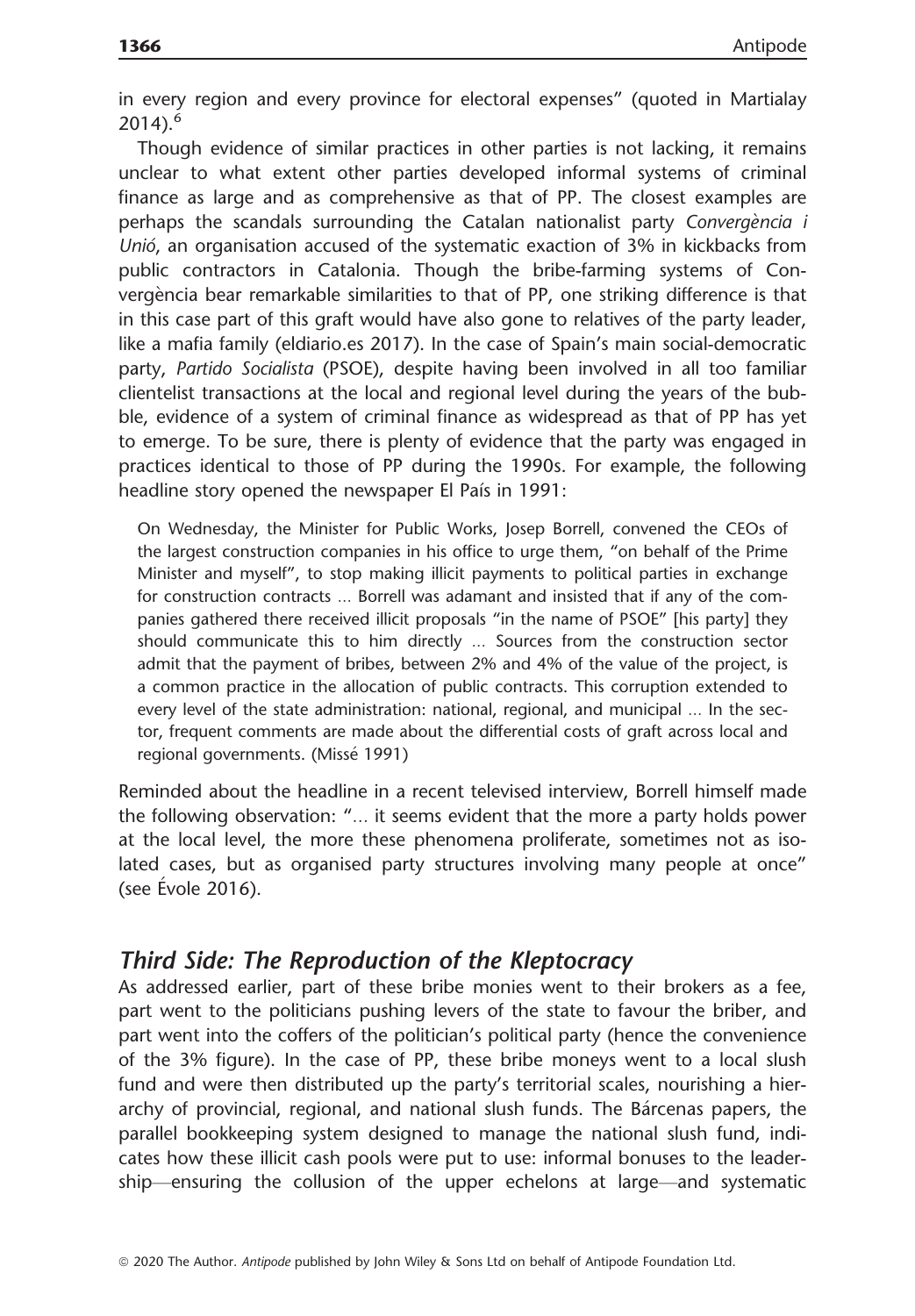in every region and every province for electoral expenses" (quoted in Martialay 2014).[6]

Though evidence of similar practices in other parties is not lacking, it remains unclear to what extent other parties developed informal systems of criminal finance as large and as comprehensive as that of PP. The closest examples are perhaps the scandals surrounding the Catalan nationalist party *Convergència i Unió*, an organisation accused of the systematic exaction of 3% in kickbacks from public contractors in Catalonia. Though the bribe-farming systems of Convergència bear remarkable similarities to that of PP, one striking difference is that in this case part of this graft would have also gone to relatives of the party leader, like a mafia family (eldiario.es 2017). In the case of Spain's main social-democratic party, *Partido Socialista* (PSOE), despite having been involved in all too familiar clientelist transactions at the local and regional level during the years of the bubble, evidence of a system of criminal finance as widespread as that of PP has yet to emerge. To be sure, there is plenty of evidence that the party was engaged in practices identical to those of PP during the 1990s. For example, the following headline story opened the newspaper El País in 1991:

> On Wednesday, the Minister for Public Works, Josep Borrell, convened the CEOs of the largest construction companies in his office to urge them, "on behalf of the Prime Minister and myself", to stop making illicit payments to political parties in exchange for construction contracts … Borrell was adamant and insisted that if any of the companies gathered there received illicit proposals "in the name of PSOE" [his party] they should communicate this to him directly … Sources from the construction sector admit that the payment of bribes, between 2% and 4% of the value of the project, is a common practice in the allocation of public contracts. This corruption extended to every level of the state administration: national, regional, and municipal … In the sector, frequent comments are made about the differential costs of graft across local and regional governments. (Missé 1991)

Reminded about the headline in a recent televised interview, Borrell himself made the following observation: "… it seems evident that the more a party holds power at the local level, the more these phenomena proliferate, sometimes not as isolated cases, but as organised party structures involving many people at once" (see Évole 2016).

## *Third Side: The Reproduction of the Kleptocracy*

As addressed earlier, part of these bribe monies went to their brokers as a fee, part went to the politicians pushing levers of the state to favour the briber, and part went into the coffers of the politician's political party (hence the convenience of the 3% figure). In the case of PP, these bribe moneys went to a local slush fund and were then distributed up the party's territorial scales, nourishing a hierarchy of provincial, regional, and national slush funds. The Bárcenas papers, the parallel bookkeeping system designed to manage the national slush fund, indicates how these illicit cash pools were put to use: informal bonuses to the leadership—ensuring the collusion of the upper echelons at large—and systematic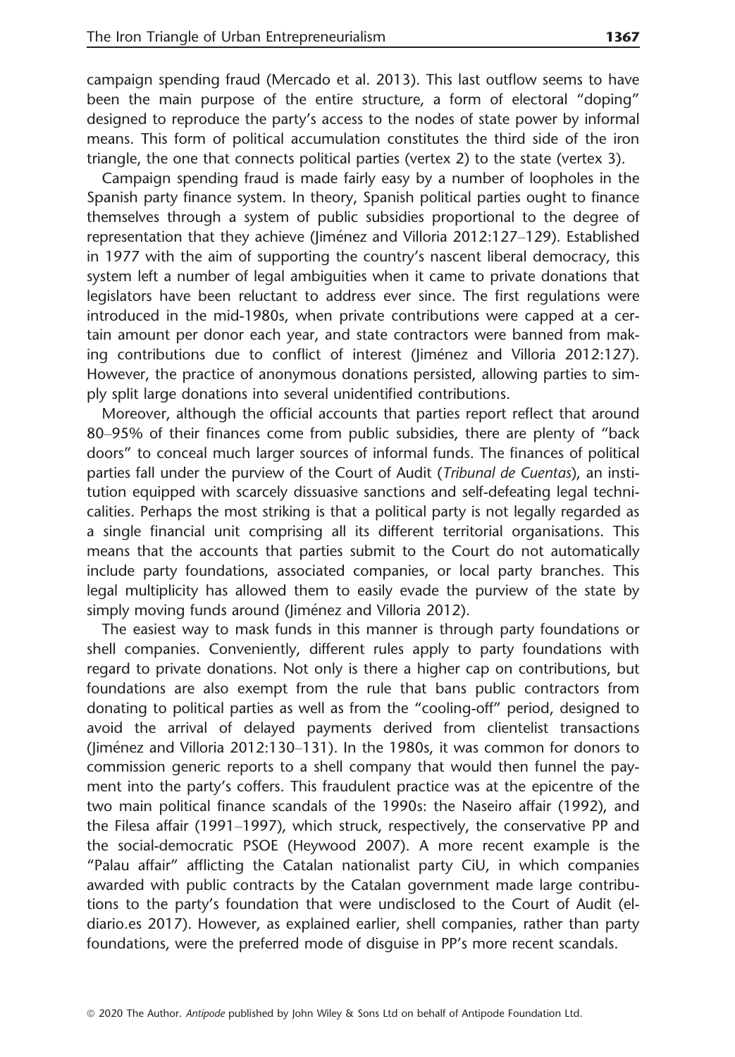campaign spending fraud (Mercado et al. 2013). This last outflow seems to have been the main purpose of the entire structure, a form of electoral "doping" designed to reproduce the party's access to the nodes of state power by informal means. This form of political accumulation constitutes the third side of the iron triangle, the one that connects political parties (vertex 2) to the state (vertex 3).

Campaign spending fraud is made fairly easy by a number of loopholes in the Spanish party finance system. In theory, Spanish political parties ought to finance themselves through a system of public subsidies proportional to the degree of representation that they achieve (Jiménez and Villoria 2012:127–129). Established in 1977 with the aim of supporting the country's nascent liberal democracy, this system left a number of legal ambiguities when it came to private donations that legislators have been reluctant to address ever since. The first regulations were introduced in the mid-1980s, when private contributions were capped at a certain amount per donor each year, and state contractors were banned from making contributions due to conflict of interest (Jiménez and Villoria 2012:127). However, the practice of anonymous donations persisted, allowing parties to simply split large donations into several unidentified contributions.

Moreover, although the official accounts that parties report reflect that around 80–95% of their finances come from public subsidies, there are plenty of "back doors" to conceal much larger sources of informal funds. The finances of political parties fall under the purview of the Court of Audit (*Tribunal de Cuentas*), an institution equipped with scarcely dissuasive sanctions and self-defeating legal technicalities. Perhaps the most striking is that a political party is not legally regarded as a single financial unit comprising all its different territorial organisations. This means that the accounts that parties submit to the Court do not automatically include party foundations, associated companies, or local party branches. This legal multiplicity has allowed them to easily evade the purview of the state by simply moving funds around (Jiménez and Villoria 2012).

The easiest way to mask funds in this manner is through party foundations or shell companies. Conveniently, different rules apply to party foundations with regard to private donations. Not only is there a higher cap on contributions, but foundations are also exempt from the rule that bans public contractors from donating to political parties as well as from the "cooling-off" period, designed to avoid the arrival of delayed payments derived from clientelist transactions (Jiménez and Villoria 2012:130–131). In the 1980s, it was common for donors to commission generic reports to a shell company that would then funnel the payment into the party's coffers. This fraudulent practice was at the epicentre of the two main political finance scandals of the 1990s: the Naseiro affair (1992), and the Filesa affair (1991–1997), which struck, respectively, the conservative PP and the social-democratic PSOE (Heywood 2007). A more recent example is the "Palau affair" afflicting the Catalan nationalist party CiU, in which companies awarded with public contracts by the Catalan government made large contributions to the party's foundation that were undisclosed to the Court of Audit (eldiario.es 2017). However, as explained earlier, shell companies, rather than party foundations, were the preferred mode of disguise in PP's more recent scandals.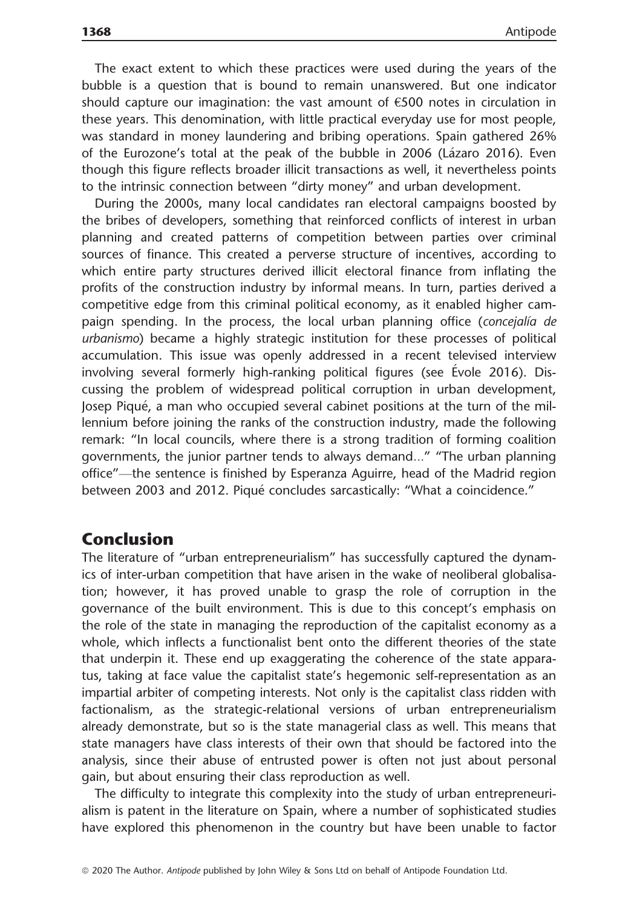The exact extent to which these practices were used during the years of the bubble is a question that is bound to remain unanswered. But one indicator should capture our imagination: the vast amount of €500 notes in circulation in these years. This denomination, with little practical everyday use for most people, was standard in money laundering and bribing operations. Spain gathered 26% of the Eurozone's total at the peak of the bubble in 2006 (Lázaro 2016). Even though this figure reflects broader illicit transactions as well, it nevertheless points to the intrinsic connection between "dirty money" and urban development.

During the 2000s, many local candidates ran electoral campaigns boosted by the bribes of developers, something that reinforced conflicts of interest in urban planning and created patterns of competition between parties over criminal sources of finance. This created a perverse structure of incentives, according to which entire party structures derived illicit electoral finance from inflating the profits of the construction industry by informal means. In turn, parties derived a competitive edge from this criminal political economy, as it enabled higher campaign spending. In the process, the local urban planning office (*concejalía de urbanismo*) became a highly strategic institution for these processes of political accumulation. This issue was openly addressed in a recent televised interview involving several formerly high-ranking political figures (see Évole 2016). Discussing the problem of widespread political corruption in urban development, Josep Piqué, a man who occupied several cabinet positions at the turn of the millennium before joining the ranks of the construction industry, made the following remark: "In local councils, where there is a strong tradition of forming coalition governments, the junior partner tends to always demand..." "The urban planning office"—the sentence is finished by Esperanza Aguirre, head of the Madrid region between 2003 and 2012. Piqué concludes sarcastically: "What a coincidence."

## Conclusion

The literature of "urban entrepreneurialism" has successfully captured the dynamics of inter-urban competition that have arisen in the wake of neoliberal globalisation; however, it has proved unable to grasp the role of corruption in the governance of the built environment. This is due to this concept's emphasis on the role of the state in managing the reproduction of the capitalist economy as a whole, which inflects a functionalist bent onto the different theories of the state that underpin it. These end up exaggerating the coherence of the state apparatus, taking at face value the capitalist state's hegemonic self-representation as an impartial arbiter of competing interests. Not only is the capitalist class ridden with factionalism, as the strategic-relational versions of urban entrepreneurialism already demonstrate, but so is the state managerial class as well. This means that state managers have class interests of their own that should be factored into the analysis, since their abuse of entrusted power is often not just about personal gain, but about ensuring their class reproduction as well.

The difficulty to integrate this complexity into the study of urban entrepreneurialism is patent in the literature on Spain, where a number of sophisticated studies have explored this phenomenon in the country but have been unable to factor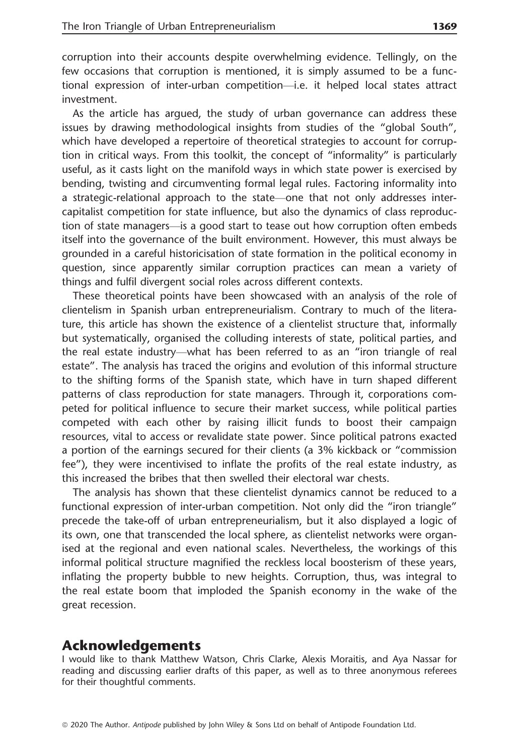corruption into their accounts despite overwhelming evidence. Tellingly, on the few occasions that corruption is mentioned, it is simply assumed to be a functional expression of inter-urban competition—i.e. it helped local states attract investment.

As the article has argued, the study of urban governance can address these issues by drawing methodological insights from studies of the "global South", which have developed a repertoire of theoretical strategies to account for corruption in critical ways. From this toolkit, the concept of "informality" is particularly useful, as it casts light on the manifold ways in which state power is exercised by bending, twisting and circumventing formal legal rules. Factoring informality into a strategic-relational approach to the state—one that not only addresses inter-capitalist competition for state influence, but also the dynamics of class reproduction of state managers—is a good start to tease out how corruption often embeds itself into the governance of the built environment. However, this must always be grounded in a careful historicisation of state formation in the political economy in question, since apparently similar corruption practices can mean a variety of things and fulfil divergent social roles across different contexts.

These theoretical points have been showcased with an analysis of the role of clientelism in Spanish urban entrepreneurialism. Contrary to much of the literature, this article has shown the existence of a clientelist structure that, informally but systematically, organised the colluding interests of state, political parties, and the real estate industry—what has been referred to as an "iron triangle of real estate". The analysis has traced the origins and evolution of this informal structure to the shifting forms of the Spanish state, which have in turn shaped different patterns of class reproduction for state managers. Through it, corporations competed for political influence to secure their market success, while political parties competed with each other by raising illicit funds to boost their campaign resources, vital to access or revalidate state power. Since political patrons exacted a portion of the earnings secured for their clients (a 3% kickback or "commission fee"), they were incentivised to inflate the profits of the real estate industry, as this increased the bribes that then swelled their electoral war chests.

The analysis has shown that these clientelist dynamics cannot be reduced to a functional expression of inter-urban competition. Not only did the "iron triangle" precede the take-off of urban entrepreneurialism, but it also displayed a logic of its own, one that transcended the local sphere, as clientelist networks were organised at the regional and even national scales. Nevertheless, the workings of this informal political structure magnified the reckless local boosterism of these years, inflating the property bubble to new heights. Corruption, thus, was integral to the real estate boom that imploded the Spanish economy in the wake of the great recession.

## Acknowledgements

I would like to thank Matthew Watson, Chris Clarke, Alexis Moraitis, and Aya Nassar for reading and discussing earlier drafts of this paper, as well as to three anonymous referees for their thoughtful comments.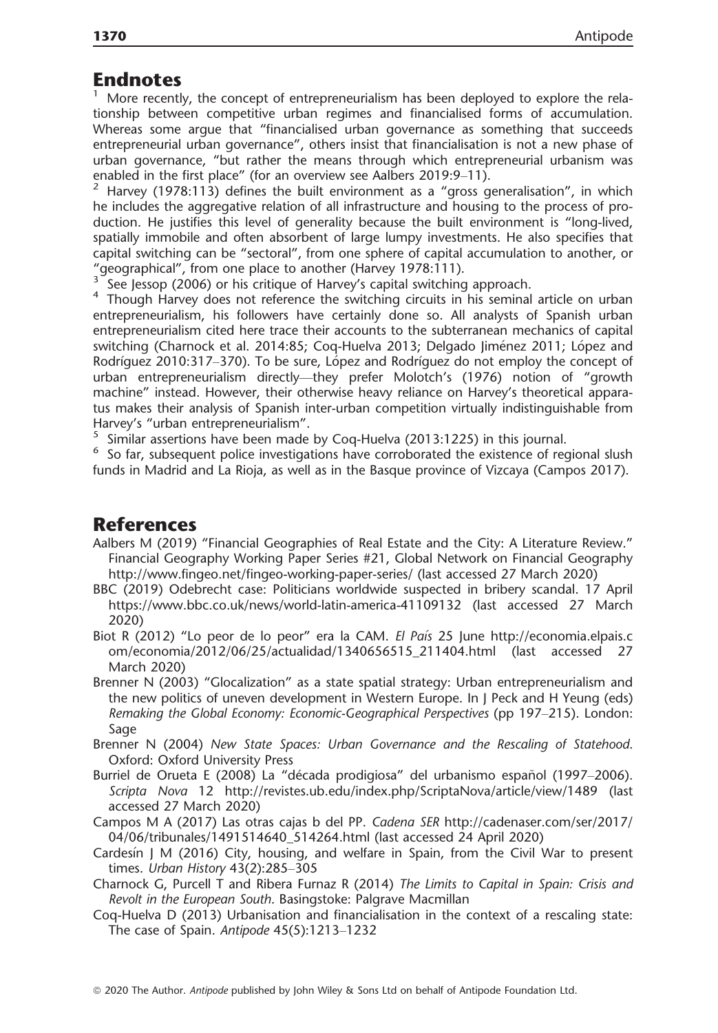## Endnotes

[1] More recently, the concept of entrepreneurialism has been deployed to explore the relationship between competitive urban regimes and financialised forms of accumulation. Whereas some argue that "financialised urban governance as something that succeeds entrepreneurial urban governance", others insist that financialisation is not a new phase of urban governance, "but rather the means through which entrepreneurial urbanism was enabled in the first place" (for an overview see Aalbers 2019:9–11).

[2] Harvey (1978:113) defines the built environment as a "gross generalisation", in which he includes the aggregative relation of all infrastructure and housing to the process of production. He justifies this level of generality because the built environment is "long-lived, spatially immobile and often absorbent of large lumpy investments. He also specifies that capital switching can be "sectoral", from one sphere of capital accumulation to another, or "geographical", from one place to another (Harvey 1978:111).

[3] See Jessop (2006) or his critique of Harvey's capital switching approach.

[4] Though Harvey does not reference the switching circuits in his seminal article on urban entrepreneurialism, his followers have certainly done so. All analysts of Spanish urban entrepreneurialism cited here trace their accounts to the subterranean mechanics of capital switching (Charnock et al. 2014:85; Coq-Huelva 2013; Delgado Jiménez 2011; López and Rodríguez 2010:317–370). To be sure, López and Rodríguez do not employ the concept of urban entrepreneurialism directly—they prefer Molotch's (1976) notion of "growth machine" instead. However, their otherwise heavy reliance on Harvey's theoretical apparatus makes their analysis of Spanish inter-urban competition virtually indistinguishable from Harvey's "urban entrepreneurialism".

[5] Similar assertions have been made by Coq-Huelva (2013:1225) in this journal.

[6] So far, subsequent police investigations have corroborated the existence of regional slush funds in Madrid and La Rioja, as well as in the Basque province of Vizcaya (Campos 2017).

## References

Aalbers M (2019) "Financial Geographies of Real Estate and the City: A Literature Review." Financial Geography Working Paper Series #21, Global Network on Financial Geography http://www.fingeo.net/fingeo-working-paper-series/ (last accessed 27 March 2020)

BBC (2019) Odebrecht case: Politicians worldwide suspected in bribery scandal. 17 April https://www.bbc.co.uk/news/world-latin-america-41109132 (last accessed 27 March 2020)

Biot R (2012) "Lo peor de lo peor" era la CAM. *El País* 25 June http://economia.elpais.com/economia/2012/06/25/actualidad/1340656515_211404.html (last accessed 27 March 2020)

Brenner N (2003) "Glocalization" as a state spatial strategy: Urban entrepreneurialism and the new politics of uneven development in Western Europe. In J Peck and H Yeung (eds) *Remaking the Global Economy: Economic-Geographical Perspectives* (pp 197–215). London: Sage

Brenner N (2004) *New State Spaces: Urban Governance and the Rescaling of Statehood*. Oxford: Oxford University Press

Burriel de Orueta E (2008) La "década prodigiosa" del urbanismo español (1997–2006). *Scripta Nova* 12 http://revistes.ub.edu/index.php/ScriptaNova/article/view/1489 (last accessed 27 March 2020)

Campos M A (2017) Las otras cajas b del PP. *Cadena SER* http://cadenaser.com/ser/2017/04/06/tribunales/1491514640_514264.html (last accessed 24 April 2020)

Cardesín J M (2016) City, housing, and welfare in Spain, from the Civil War to present times. *Urban History* 43(2):285–305

Charnock G, Purcell T and Ribera Furnaz R (2014) *The Limits to Capital in Spain: Crisis and Revolt in the European South*. Basingstoke: Palgrave Macmillan

Coq-Huelva D (2013) Urbanisation and financialisation in the context of a rescaling state: The case of Spain. *Antipode* 45(5):1213–1232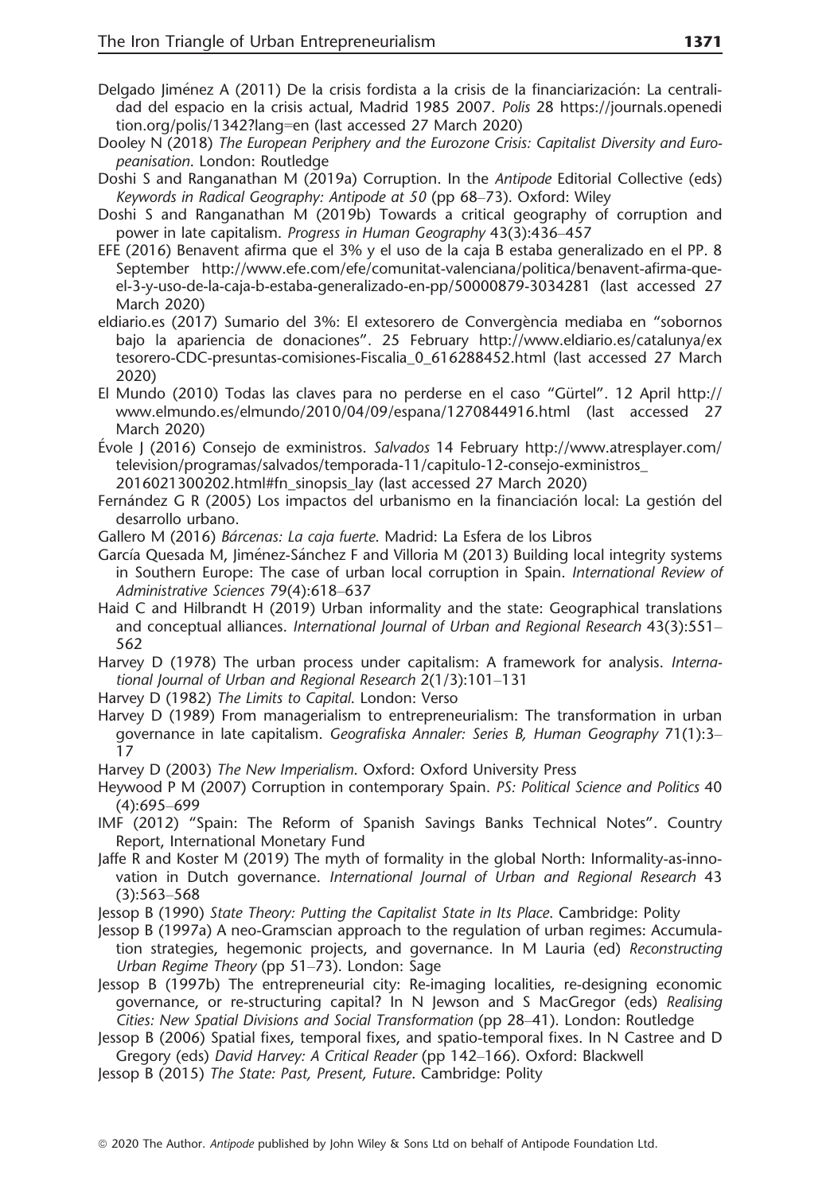Delgado Jiménez A (2011) De la crisis fordista a la crisis de la financiarización: La centralidad del espacio en la crisis actual, Madrid 1985 2007. *Polis* 28 https://journals.openedition.org/polis/1342?lang=en (last accessed 27 March 2020)

Dooley N (2018) *The European Periphery and the Eurozone Crisis: Capitalist Diversity and Europeanisation*. London: Routledge

Doshi S and Ranganathan M (2019a) Corruption. In the *Antipode* Editorial Collective (eds) *Keywords in Radical Geography: Antipode at 50* (pp 68–73). Oxford: Wiley

Doshi S and Ranganathan M (2019b) Towards a critical geography of corruption and power in late capitalism. *Progress in Human Geography* 43(3):436–457

EFE (2016) Benavent afirma que el 3% y el uso de la caja B estaba generalizado en el PP. 8 September http://www.efe.com/efe/comunitat-valenciana/politica/benavent-afirma-que-el-3-y-uso-de-la-caja-b-estaba-generalizado-en-pp/50000879-3034281 (last accessed 27 March 2020)

eldiario.es (2017) Sumario del 3%: El extesorero de Convergència mediaba en "sobornos bajo la apariencia de donaciones". 25 February http://www.eldiario.es/catalunya/extesorero-CDC-presuntas-comisiones-Fiscalia_0_616288452.html (last accessed 27 March 2020)

El Mundo (2010) Todas las claves para no perderse en el caso "Gürtel". 12 April http://www.elmundo.es/elmundo/2010/04/09/espana/1270844916.html (last accessed 27 March 2020)

Évole J (2016) Consejo de exministros. *Salvados* 14 February http://www.atresplayer.com/television/programas/salvados/temporada-11/capitulo-12-consejo-exministros_2016021300202.html#fn_sinopsis_lay (last accessed 27 March 2020)

Fernández G R (2005) Los impactos del urbanismo en la financiación local: La gestión del desarrollo urbano.

Gallero M (2016) *Bárcenas: La caja fuerte*. Madrid: La Esfera de los Libros

García Quesada M, Jiménez-Sánchez F and Villoria M (2013) Building local integrity systems in Southern Europe: The case of urban local corruption in Spain. *International Review of Administrative Sciences* 79(4):618–637

Haid C and Hilbrandt H (2019) Urban informality and the state: Geographical translations and conceptual alliances. *International Journal of Urban and Regional Research* 43(3):551–562

Harvey D (1978) The urban process under capitalism: A framework for analysis. *International Journal of Urban and Regional Research* 2(1/3):101–131

Harvey D (1982) *The Limits to Capital*. London: Verso

Harvey D (1989) From managerialism to entrepreneurialism: The transformation in urban governance in late capitalism. *Geografiska Annaler: Series B, Human Geography* 71(1):3–17

Harvey D (2003) *The New Imperialism*. Oxford: Oxford University Press

Heywood P M (2007) Corruption in contemporary Spain. *PS: Political Science and Politics* 40 (4):695–699

IMF (2012) "Spain: The Reform of Spanish Savings Banks Technical Notes". Country Report, International Monetary Fund

Jaffe R and Koster M (2019) The myth of formality in the global North: Informality-as-innovation in Dutch governance. *International Journal of Urban and Regional Research* 43 (3):563–568

Jessop B (1990) *State Theory: Putting the Capitalist State in Its Place*. Cambridge: Polity

Jessop B (1997a) A neo-Gramscian approach to the regulation of urban regimes: Accumulation strategies, hegemonic projects, and governance. In M Lauria (ed) *Reconstructing Urban Regime Theory* (pp 51–73). London: Sage

Jessop B (1997b) The entrepreneurial city: Re-imaging localities, re-designing economic governance, or re-structuring capital? In N Jewson and S MacGregor (eds) *Realising Cities: New Spatial Divisions and Social Transformation* (pp 28–41). London: Routledge

Jessop B (2006) Spatial fixes, temporal fixes, and spatio-temporal fixes. In N Castree and D Gregory (eds) *David Harvey: A Critical Reader* (pp 142–166). Oxford: Blackwell

Jessop B (2015) *The State: Past, Present, Future*. Cambridge: Polity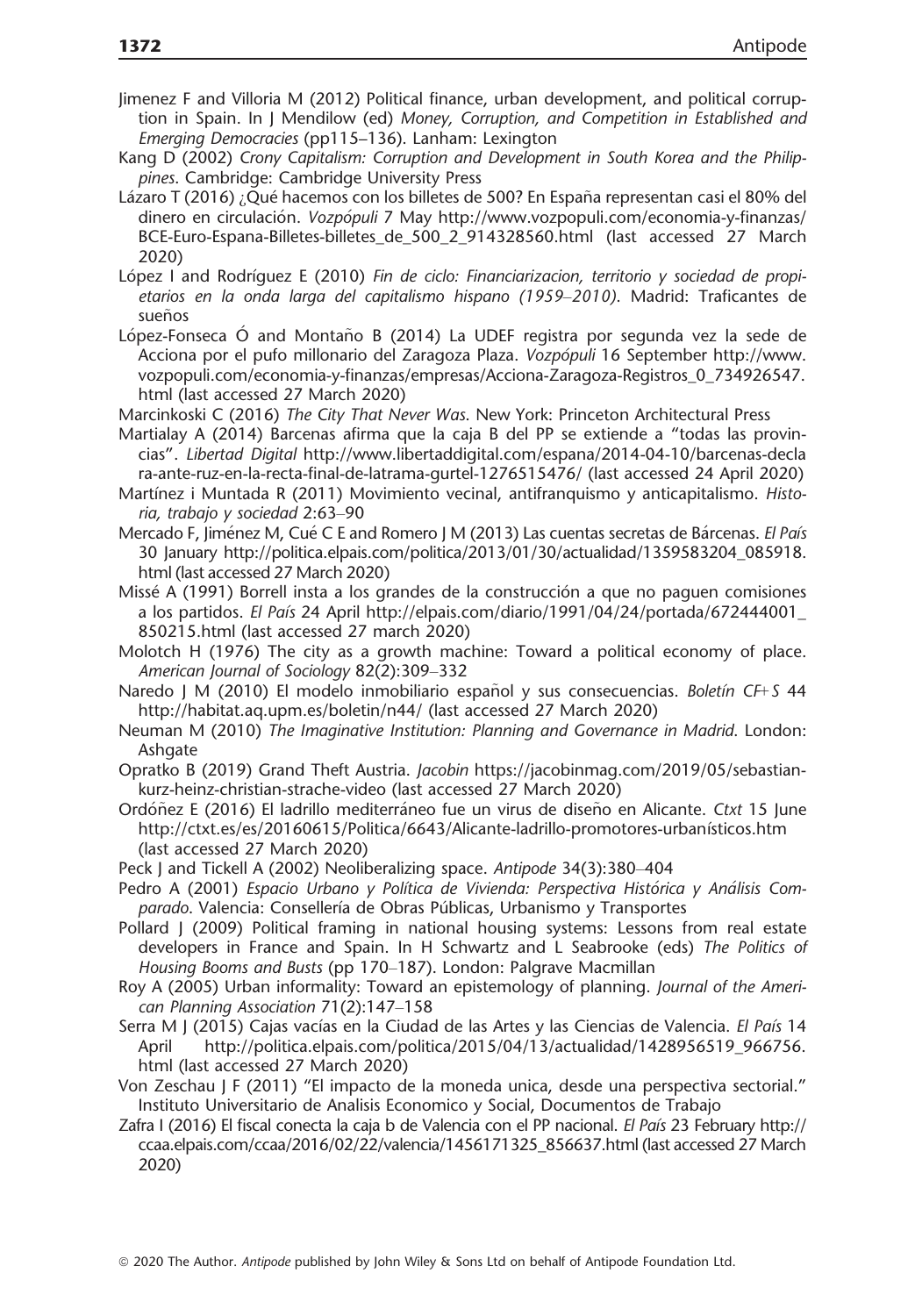Jimenez F and Villoria M (2012) Political finance, urban development, and political corruption in Spain. In J Mendilow (ed) *Money, Corruption, and Competition in Established and Emerging Democracies* (pp115–136). Lanham: Lexington

Kang D (2002) *Crony Capitalism: Corruption and Development in South Korea and the Philippines*. Cambridge: Cambridge University Press

Lázaro T (2016) ¿Qué hacemos con los billetes de 500? En España representan casi el 80% del dinero en circulación. *Vozpópuli* 7 May http://www.vozpopuli.com/economia-y-finanzas/BCE-Euro-Espana-Billetes-billetes_de_500_2_914328560.html (last accessed 27 March 2020)

López I and Rodríguez E (2010) *Fin de ciclo: Financiarizacion, territorio y sociedad de propietarios en la onda larga del capitalismo hispano (1959–2010)*. Madrid: Traficantes de sueños

López-Fonseca Ó and Montaño B (2014) La UDEF registra por segunda vez la sede de Acciona por el pufo millonario del Zaragoza Plaza. *Vozpópuli* 16 September http://www.vozpopuli.com/economia-y-finanzas/empresas/Acciona-Zaragoza-Registros_0_734926547.html (last accessed 27 March 2020)

Marcinkoski C (2016) *The City That Never Was*. New York: Princeton Architectural Press

Martialay A (2014) Barcenas afirma que la caja B del PP se extiende a "todas las provincias". *Libertad Digital* http://www.libertaddigital.com/espana/2014-04-10/barcenas-declara-ante-ruz-en-la-recta-final-de-latrama-gurtel-1276515476/ (last accessed 24 April 2020)

Martínez i Muntada R (2011) Movimiento vecinal, antifranquismo y anticapitalismo. *Historia, trabajo y sociedad* 2:63–90

Mercado F, Jiménez M, Cué C E and Romero J M (2013) Las cuentas secretas de Bárcenas. *El País* 30 January http://politica.elpais.com/politica/2013/01/30/actualidad/1359583204_085918.html (last accessed 27 March 2020)

Missé A (1991) Borrell insta a los grandes de la construcción a que no paguen comisiones a los partidos. *El País* 24 April http://elpais.com/diario/1991/04/24/portada/672444001_850215.html (last accessed 27 march 2020)

Molotch H (1976) The city as a growth machine: Toward a political economy of place. *American Journal of Sociology* 82(2):309–332

Naredo J M (2010) El modelo inmobiliario español y sus consecuencias. *Boletín CF+S* 44 http://habitat.aq.upm.es/boletin/n44/ (last accessed 27 March 2020)

Neuman M (2010) *The Imaginative Institution: Planning and Governance in Madrid*. London: Ashgate

Opratko B (2019) Grand Theft Austria. *Jacobin* https://jacobinmag.com/2019/05/sebastian-kurz-heinz-christian-strache-video (last accessed 27 March 2020)

Ordóñez E (2016) El ladrillo mediterráneo fue un virus de diseño en Alicante. *Ctxt* 15 June http://ctxt.es/es/20160615/Politica/6643/Alicante-ladrillo-promotores-urbanísticos.htm (last accessed 27 March 2020)

Peck J and Tickell A (2002) Neoliberalizing space. *Antipode* 34(3):380–404

Pedro A (2001) *Espacio Urbano y Política de Vivienda: Perspectiva Histórica y Análisis Comparado*. Valencia: Consellería de Obras Públicas, Urbanismo y Transportes

Pollard J (2009) Political framing in national housing systems: Lessons from real estate developers in France and Spain. In H Schwartz and L Seabrooke (eds) *The Politics of Housing Booms and Busts* (pp 170–187). London: Palgrave Macmillan

Roy A (2005) Urban informality: Toward an epistemology of planning. *Journal of the American Planning Association* 71(2):147–158

Serra M J (2015) Cajas vacías en la Ciudad de las Artes y las Ciencias de Valencia. *El País* 14 April http://politica.elpais.com/politica/2015/04/13/actualidad/1428956519_966756.html (last accessed 27 March 2020)

Von Zeschau J F (2011) "El impacto de la moneda unica, desde una perspectiva sectorial." Instituto Universitario de Analisis Economico y Social, Documentos de Trabajo

Zafra I (2016) El fiscal conecta la caja b de Valencia con el PP nacional. *El País* 23 February http://ccaa.elpais.com/ccaa/2016/02/22/valencia/1456171325_856637.html (last accessed 27 March 2020)